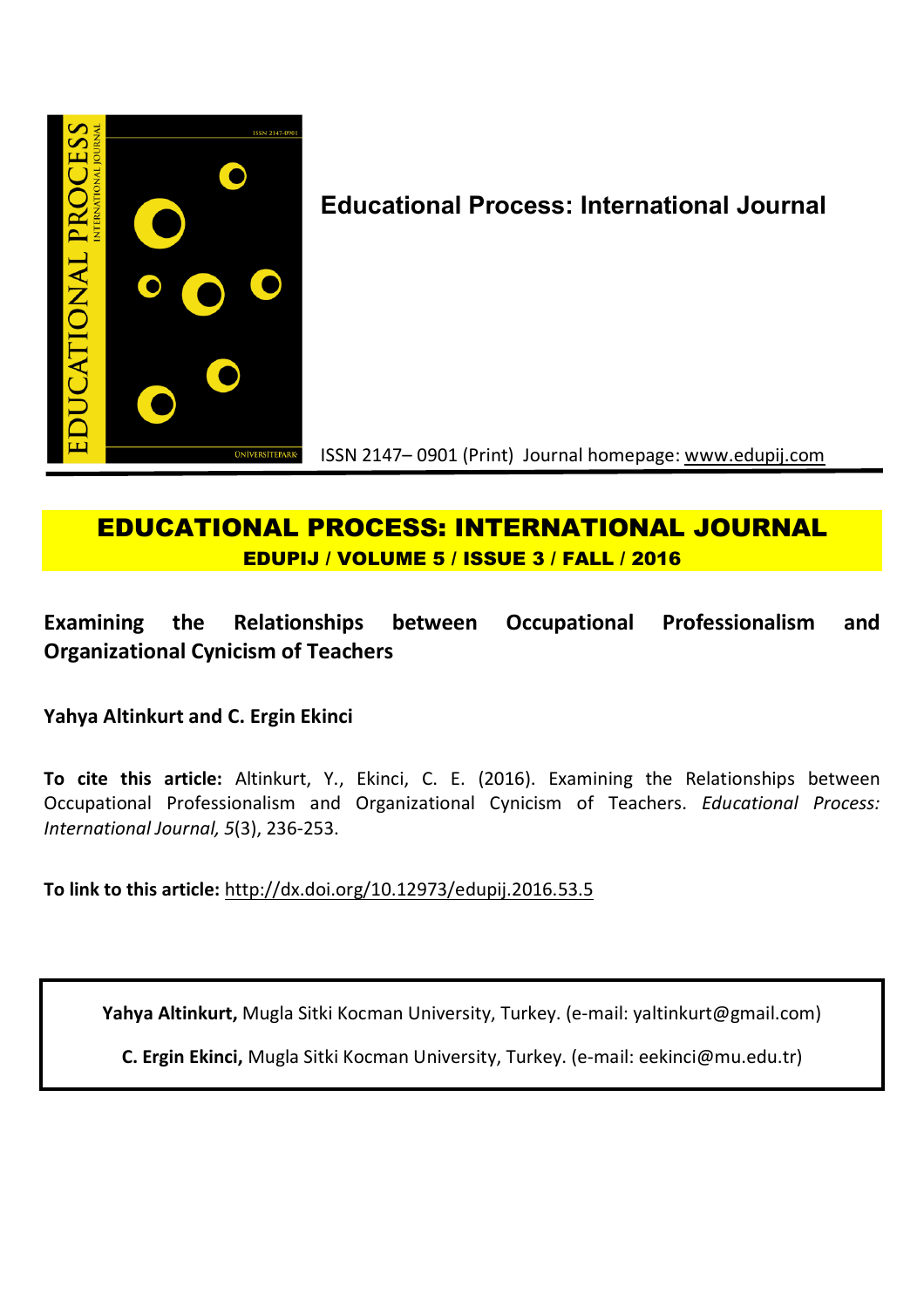**Educational Process: International Journal**

ISSN 2147– 0901 (Print) Journal homepage: www.edupij.com

# EDUCATIONAL PROCESS: INTERNATIONAL JOURNAL

**EDUPIJ / VOLUME 5 / ISSUE 3 / FALL / 2016**

## Examining the Relationships between Occupational Professionalism and Organizational Cynicism of Teachers

**Yahya Altinkurt and C. Ergin Ekinci**

**To cite this article:** Altinkurt, Y., Ekinci, C. E. (2016). Examining the Relationships between Occupational Professionalism and Organizational Cynicism of Teachers. *Educational Process: International Journal, 5*(3), 236-253.

**To link to this article:** http://dx.doi.org/10.12973/edupij.2016.53.5

**Yahya Altinkurt,** Mugla Sitki Kocman University, Turkey. (e-mail: yaltinkurt@gmail.com)

**C. Ergin Ekinci,** Mugla Sitki Kocman University, Turkey. (e-mail: eekinci@mu.edu.tr)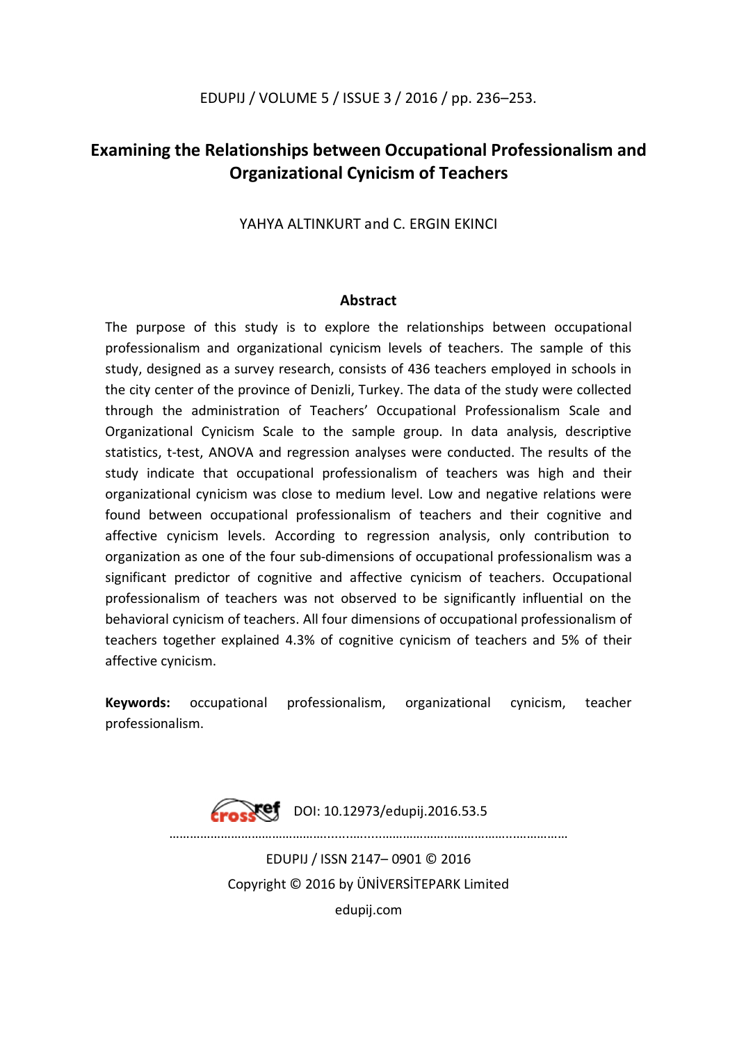# Examining the Relationships between Occupational Professionalism and Organizational Cynicism of Teachers

YAHYA ALTINKURT and C. ERGIN EKINCI

## Abstract

The purpose of this study is to explore the relationships between occupational professionalism and organizational cynicism levels of teachers. The sample of this study, designed as a survey research, consists of 436 teachers employed in schools in the city center of the province of Denizli, Turkey. The data of the study were collected through the administration of Teachers' Occupational Professionalism Scale and Organizational Cynicism Scale to the sample group. In data analysis, descriptive statistics, t-test, ANOVA and regression analyses were conducted. The results of the study indicate that occupational professionalism of teachers was high and their organizational cynicism was close to medium level. Low and negative relations were found between occupational professionalism of teachers and their cognitive and affective cynicism levels. According to regression analysis, only contribution to organization as one of the four sub-dimensions of occupational professionalism was a significant predictor of cognitive and affective cynicism of teachers. Occupational professionalism of teachers was not observed to be significantly influential on the behavioral cynicism of teachers. All four dimensions of occupational professionalism of teachers together explained 4.3% of cognitive cynicism of teachers and 5% of their affective cynicism.

**Keywords:** occupational professionalism, organizational cynicism, teacher professionalism.

DOI: 10.12973/edupij.2016.53.5

EDUPIJ / ISSN 2147– 0901 © 2016
Copyright © 2016 by ÜNİVERSİTEPARK Limited
edupij.com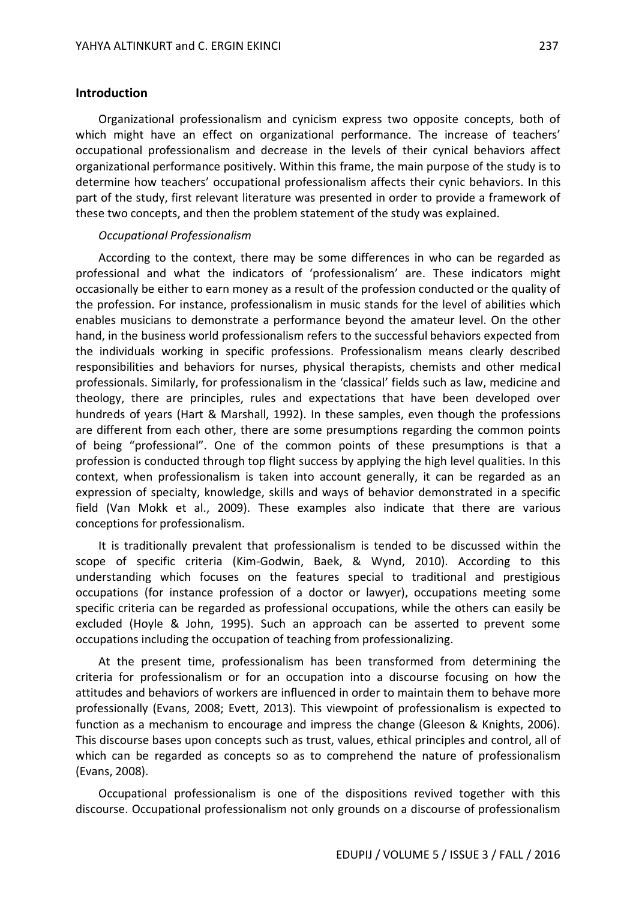## Introduction

Organizational professionalism and cynicism express two opposite concepts, both of which might have an effect on organizational performance. The increase of teachers' occupational professionalism and decrease in the levels of their cynical behaviors affect organizational performance positively. Within this frame, the main purpose of the study is to determine how teachers' occupational professionalism affects their cynic behaviors. In this part of the study, first relevant literature was presented in order to provide a framework of these two concepts, and then the problem statement of the study was explained.

### *Occupational Professionalism*

According to the context, there may be some differences in who can be regarded as professional and what the indicators of 'professionalism' are. These indicators might occasionally be either to earn money as a result of the profession conducted or the quality of the profession. For instance, professionalism in music stands for the level of abilities which enables musicians to demonstrate a performance beyond the amateur level. On the other hand, in the business world professionalism refers to the successful behaviors expected from the individuals working in specific professions. Professionalism means clearly described responsibilities and behaviors for nurses, physical therapists, chemists and other medical professionals. Similarly, for professionalism in the 'classical' fields such as law, medicine and theology, there are principles, rules and expectations that have been developed over hundreds of years (Hart & Marshall, 1992). In these samples, even though the professions are different from each other, there are some presumptions regarding the common points of being "professional". One of the common points of these presumptions is that a profession is conducted through top flight success by applying the high level qualities. In this context, when professionalism is taken into account generally, it can be regarded as an expression of specialty, knowledge, skills and ways of behavior demonstrated in a specific field (Van Mokk et al., 2009). These examples also indicate that there are various conceptions for professionalism.

It is traditionally prevalent that professionalism is tended to be discussed within the scope of specific criteria (Kim-Godwin, Baek, & Wynd, 2010). According to this understanding which focuses on the features special to traditional and prestigious occupations (for instance profession of a doctor or lawyer), occupations meeting some specific criteria can be regarded as professional occupations, while the others can easily be excluded (Hoyle & John, 1995). Such an approach can be asserted to prevent some occupations including the occupation of teaching from professionalizing.

At the present time, professionalism has been transformed from determining the criteria for professionalism or for an occupation into a discourse focusing on how the attitudes and behaviors of workers are influenced in order to maintain them to behave more professionally (Evans, 2008; Evett, 2013). This viewpoint of professionalism is expected to function as a mechanism to encourage and impress the change (Gleeson & Knights, 2006). This discourse bases upon concepts such as trust, values, ethical principles and control, all of which can be regarded as concepts so as to comprehend the nature of professionalism (Evans, 2008).

Occupational professionalism is one of the dispositions revived together with this discourse. Occupational professionalism not only grounds on a discourse of professionalism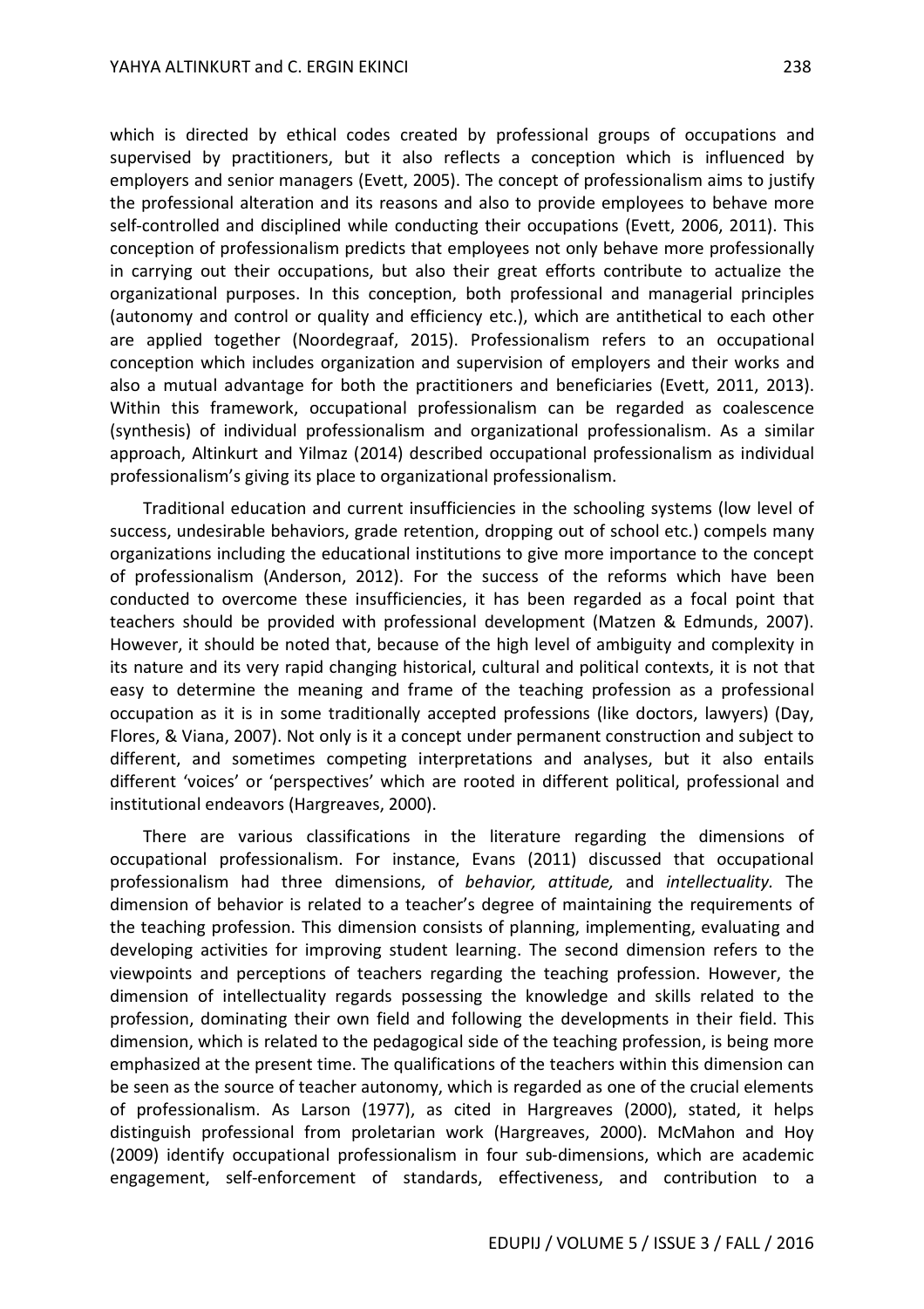which is directed by ethical codes created by professional groups of occupations and supervised by practitioners, but it also reflects a conception which is influenced by employers and senior managers (Evett, 2005). The concept of professionalism aims to justify the professional alteration and its reasons and also to provide employees to behave more self-controlled and disciplined while conducting their occupations (Evett, 2006, 2011). This conception of professionalism predicts that employees not only behave more professionally in carrying out their occupations, but also their great efforts contribute to actualize the organizational purposes. In this conception, both professional and managerial principles (autonomy and control or quality and efficiency etc.), which are antithetical to each other are applied together (Noordegraaf, 2015). Professionalism refers to an occupational conception which includes organization and supervision of employers and their works and also a mutual advantage for both the practitioners and beneficiaries (Evett, 2011, 2013). Within this framework, occupational professionalism can be regarded as coalescence (synthesis) of individual professionalism and organizational professionalism. As a similar approach, Altinkurt and Yilmaz (2014) described occupational professionalism as individual professionalism's giving its place to organizational professionalism.

Traditional education and current insufficiencies in the schooling systems (low level of success, undesirable behaviors, grade retention, dropping out of school etc.) compels many organizations including the educational institutions to give more importance to the concept of professionalism (Anderson, 2012). For the success of the reforms which have been conducted to overcome these insufficiencies, it has been regarded as a focal point that teachers should be provided with professional development (Matzen & Edmunds, 2007). However, it should be noted that, because of the high level of ambiguity and complexity in its nature and its very rapid changing historical, cultural and political contexts, it is not that easy to determine the meaning and frame of the teaching profession as a professional occupation as it is in some traditionally accepted professions (like doctors, lawyers) (Day, Flores, & Viana, 2007). Not only is it a concept under permanent construction and subject to different, and sometimes competing interpretations and analyses, but it also entails different 'voices' or 'perspectives' which are rooted in different political, professional and institutional endeavors (Hargreaves, 2000).

There are various classifications in the literature regarding the dimensions of occupational professionalism. For instance, Evans (2011) discussed that occupational professionalism had three dimensions, of *behavior, attitude,* and *intellectuality.* The dimension of behavior is related to a teacher's degree of maintaining the requirements of the teaching profession. This dimension consists of planning, implementing, evaluating and developing activities for improving student learning. The second dimension refers to the viewpoints and perceptions of teachers regarding the teaching profession. However, the dimension of intellectuality regards possessing the knowledge and skills related to the profession, dominating their own field and following the developments in their field. This dimension, which is related to the pedagogical side of the teaching profession, is being more emphasized at the present time. The qualifications of the teachers within this dimension can be seen as the source of teacher autonomy, which is regarded as one of the crucial elements of professionalism. As Larson (1977), as cited in Hargreaves (2000), stated, it helps distinguish professional from proletarian work (Hargreaves, 2000). McMahon and Hoy (2009) identify occupational professionalism in four sub-dimensions, which are academic engagement, self-enforcement of standards, effectiveness, and contribution to a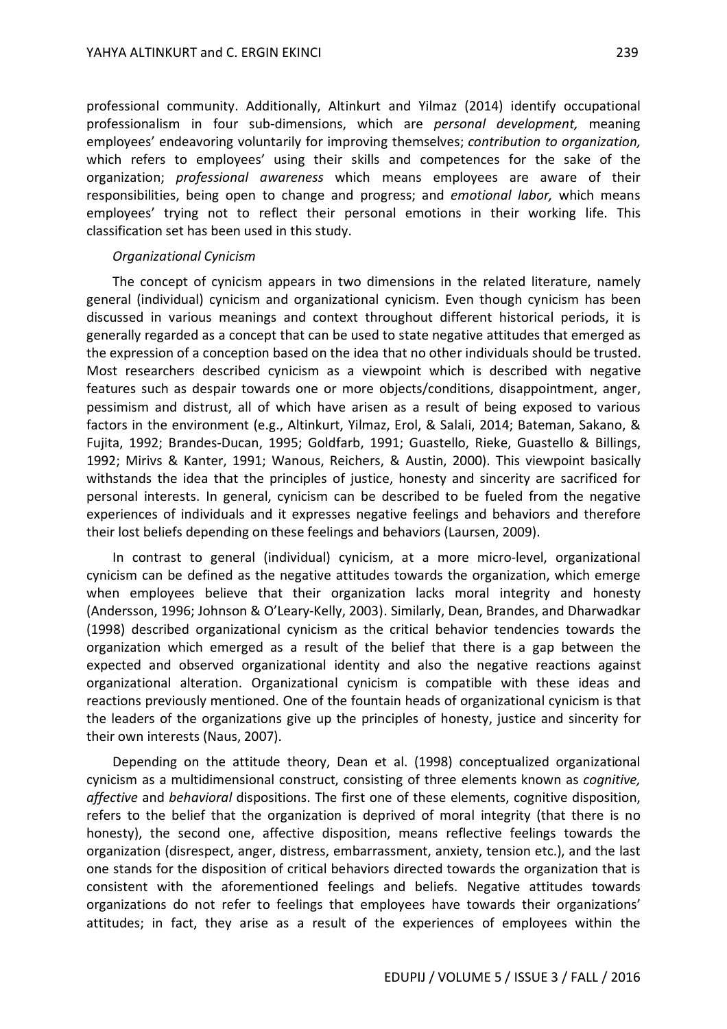professional community. Additionally, Altinkurt and Yilmaz (2014) identify occupational professionalism in four sub-dimensions, which are *personal development,* meaning employees' endeavoring voluntarily for improving themselves; *contribution to organization,* which refers to employees' using their skills and competences for the sake of the organization; *professional awareness* which means employees are aware of their responsibilities, being open to change and progress; and *emotional labor,* which means employees' trying not to reflect their personal emotions in their working life. This classification set has been used in this study.

#### *Organizational Cynicism*

The concept of cynicism appears in two dimensions in the related literature, namely general (individual) cynicism and organizational cynicism. Even though cynicism has been discussed in various meanings and context throughout different historical periods, it is generally regarded as a concept that can be used to state negative attitudes that emerged as the expression of a conception based on the idea that no other individuals should be trusted. Most researchers described cynicism as a viewpoint which is described with negative features such as despair towards one or more objects/conditions, disappointment, anger, pessimism and distrust, all of which have arisen as a result of being exposed to various factors in the environment (e.g., Altinkurt, Yilmaz, Erol, & Salali, 2014; Bateman, Sakano, & Fujita, 1992; Brandes-Ducan, 1995; Goldfarb, 1991; Guastello, Rieke, Guastello & Billings, 1992; Mirivs & Kanter, 1991; Wanous, Reichers, & Austin, 2000). This viewpoint basically withstands the idea that the principles of justice, honesty and sincerity are sacrificed for personal interests. In general, cynicism can be described to be fueled from the negative experiences of individuals and it expresses negative feelings and behaviors and therefore their lost beliefs depending on these feelings and behaviors (Laursen, 2009).

In contrast to general (individual) cynicism, at a more micro-level, organizational cynicism can be defined as the negative attitudes towards the organization, which emerge when employees believe that their organization lacks moral integrity and honesty (Andersson, 1996; Johnson & O'Leary-Kelly, 2003). Similarly, Dean, Brandes, and Dharwadkar (1998) described organizational cynicism as the critical behavior tendencies towards the organization which emerged as a result of the belief that there is a gap between the expected and observed organizational identity and also the negative reactions against organizational alteration. Organizational cynicism is compatible with these ideas and reactions previously mentioned. One of the fountain heads of organizational cynicism is that the leaders of the organizations give up the principles of honesty, justice and sincerity for their own interests (Naus, 2007).

Depending on the attitude theory, Dean et al. (1998) conceptualized organizational cynicism as a multidimensional construct, consisting of three elements known as *cognitive, affective* and *behavioral* dispositions. The first one of these elements, cognitive disposition, refers to the belief that the organization is deprived of moral integrity (that there is no honesty), the second one, affective disposition, means reflective feelings towards the organization (disrespect, anger, distress, embarrassment, anxiety, tension etc.), and the last one stands for the disposition of critical behaviors directed towards the organization that is consistent with the aforementioned feelings and beliefs. Negative attitudes towards organizations do not refer to feelings that employees have towards their organizations' attitudes; in fact, they arise as a result of the experiences of employees within the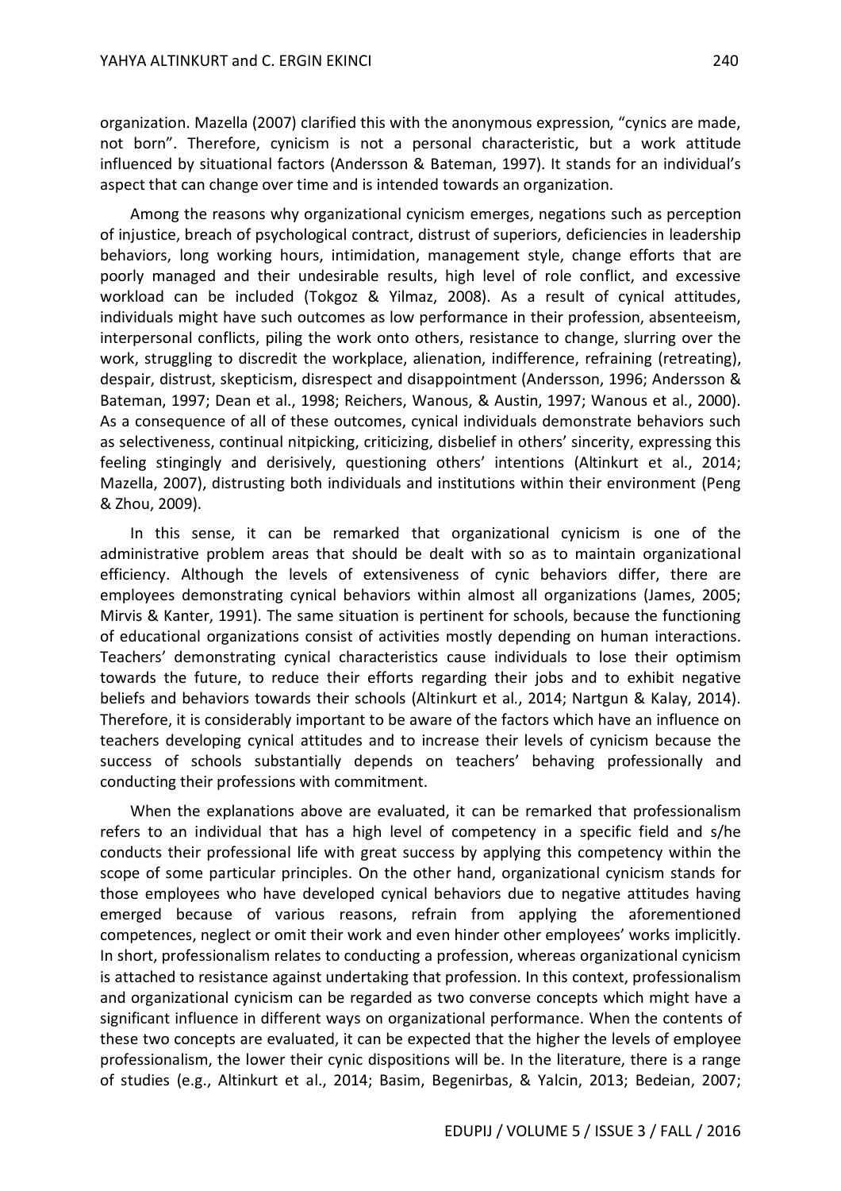organization. Mazella (2007) clarified this with the anonymous expression, "cynics are made, not born". Therefore, cynicism is not a personal characteristic, but a work attitude influenced by situational factors (Andersson & Bateman, 1997). It stands for an individual's aspect that can change over time and is intended towards an organization.

Among the reasons why organizational cynicism emerges, negations such as perception of injustice, breach of psychological contract, distrust of superiors, deficiencies in leadership behaviors, long working hours, intimidation, management style, change efforts that are poorly managed and their undesirable results, high level of role conflict, and excessive workload can be included (Tokgoz & Yilmaz, 2008). As a result of cynical attitudes, individuals might have such outcomes as low performance in their profession, absenteeism, interpersonal conflicts, piling the work onto others, resistance to change, slurring over the work, struggling to discredit the workplace, alienation, indifference, refraining (retreating), despair, distrust, skepticism, disrespect and disappointment (Andersson, 1996; Andersson & Bateman, 1997; Dean et al., 1998; Reichers, Wanous, & Austin, 1997; Wanous et al., 2000). As a consequence of all of these outcomes, cynical individuals demonstrate behaviors such as selectiveness, continual nitpicking, criticizing, disbelief in others' sincerity, expressing this feeling stingingly and derisively, questioning others' intentions (Altinkurt et al., 2014; Mazella, 2007), distrusting both individuals and institutions within their environment (Peng & Zhou, 2009).

In this sense, it can be remarked that organizational cynicism is one of the administrative problem areas that should be dealt with so as to maintain organizational efficiency. Although the levels of extensiveness of cynic behaviors differ, there are employees demonstrating cynical behaviors within almost all organizations (James, 2005; Mirvis & Kanter, 1991). The same situation is pertinent for schools, because the functioning of educational organizations consist of activities mostly depending on human interactions. Teachers' demonstrating cynical characteristics cause individuals to lose their optimism towards the future, to reduce their efforts regarding their jobs and to exhibit negative beliefs and behaviors towards their schools (Altinkurt et al., 2014; Nartgun & Kalay, 2014). Therefore, it is considerably important to be aware of the factors which have an influence on teachers developing cynical attitudes and to increase their levels of cynicism because the success of schools substantially depends on teachers' behaving professionally and conducting their professions with commitment.

When the explanations above are evaluated, it can be remarked that professionalism refers to an individual that has a high level of competency in a specific field and s/he conducts their professional life with great success by applying this competency within the scope of some particular principles. On the other hand, organizational cynicism stands for those employees who have developed cynical behaviors due to negative attitudes having emerged because of various reasons, refrain from applying the aforementioned competences, neglect or omit their work and even hinder other employees' works implicitly. In short, professionalism relates to conducting a profession, whereas organizational cynicism is attached to resistance against undertaking that profession. In this context, professionalism and organizational cynicism can be regarded as two converse concepts which might have a significant influence in different ways on organizational performance. When the contents of these two concepts are evaluated, it can be expected that the higher the levels of employee professionalism, the lower their cynic dispositions will be. In the literature, there is a range of studies (e.g., Altinkurt et al., 2014; Basim, Begenirbas, & Yalcin, 2013; Bedeian, 2007;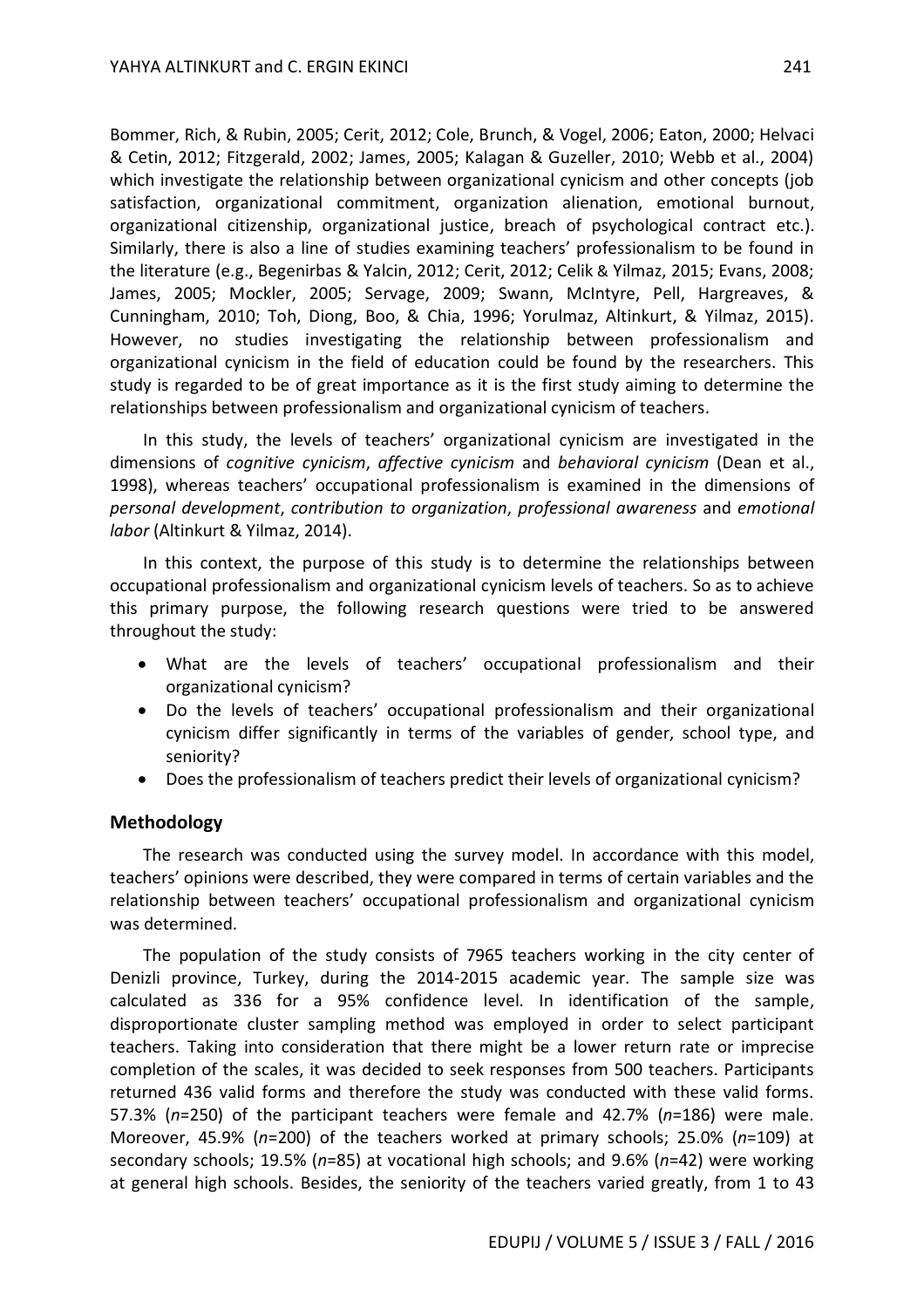Bommer, Rich, & Rubin, 2005; Cerit, 2012; Cole, Brunch, & Vogel, 2006; Eaton, 2000; Helvaci & Cetin, 2012; Fitzgerald, 2002; James, 2005; Kalagan & Guzeller, 2010; Webb et al., 2004) which investigate the relationship between organizational cynicism and other concepts (job satisfaction, organizational commitment, organization alienation, emotional burnout, organizational citizenship, organizational justice, breach of psychological contract etc.). Similarly, there is also a line of studies examining teachers' professionalism to be found in the literature (e.g., Begenirbas & Yalcin, 2012; Cerit, 2012; Celik & Yilmaz, 2015; Evans, 2008; James, 2005; Mockler, 2005; Servage, 2009; Swann, McIntyre, Pell, Hargreaves, & Cunningham, 2010; Toh, Diong, Boo, & Chia, 1996; Yorulmaz, Altinkurt, & Yilmaz, 2015). However, no studies investigating the relationship between professionalism and organizational cynicism in the field of education could be found by the researchers. This study is regarded to be of great importance as it is the first study aiming to determine the relationships between professionalism and organizational cynicism of teachers.

In this study, the levels of teachers' organizational cynicism are investigated in the dimensions of *cognitive cynicism*, *affective cynicism* and *behavioral cynicism* (Dean et al., 1998), whereas teachers' occupational professionalism is examined in the dimensions of *personal development*, *contribution to organization*, *professional awareness* and *emotional labor* (Altinkurt & Yilmaz, 2014).

In this context, the purpose of this study is to determine the relationships between occupational professionalism and organizational cynicism levels of teachers. So as to achieve this primary purpose, the following research questions were tried to be answered throughout the study:

- What are the levels of teachers' occupational professionalism and their organizational cynicism?
- Do the levels of teachers' occupational professionalism and their organizational cynicism differ significantly in terms of the variables of gender, school type, and seniority?
- Does the professionalism of teachers predict their levels of organizational cynicism?

## Methodology

The research was conducted using the survey model. In accordance with this model, teachers' opinions were described, they were compared in terms of certain variables and the relationship between teachers' occupational professionalism and organizational cynicism was determined.

The population of the study consists of 7965 teachers working in the city center of Denizli province, Turkey, during the 2014-2015 academic year. The sample size was calculated as 336 for a 95% confidence level. In identification of the sample, disproportionate cluster sampling method was employed in order to select participant teachers. Taking into consideration that there might be a lower return rate or imprecise completion of the scales, it was decided to seek responses from 500 teachers. Participants returned 436 valid forms and therefore the study was conducted with these valid forms. 57.3% (*n*=250) of the participant teachers were female and 42.7% (*n*=186) were male. Moreover, 45.9% (*n*=200) of the teachers worked at primary schools; 25.0% (*n*=109) at secondary schools; 19.5% (*n*=85) at vocational high schools; and 9.6% (*n*=42) were working at general high schools. Besides, the seniority of the teachers varied greatly, from 1 to 43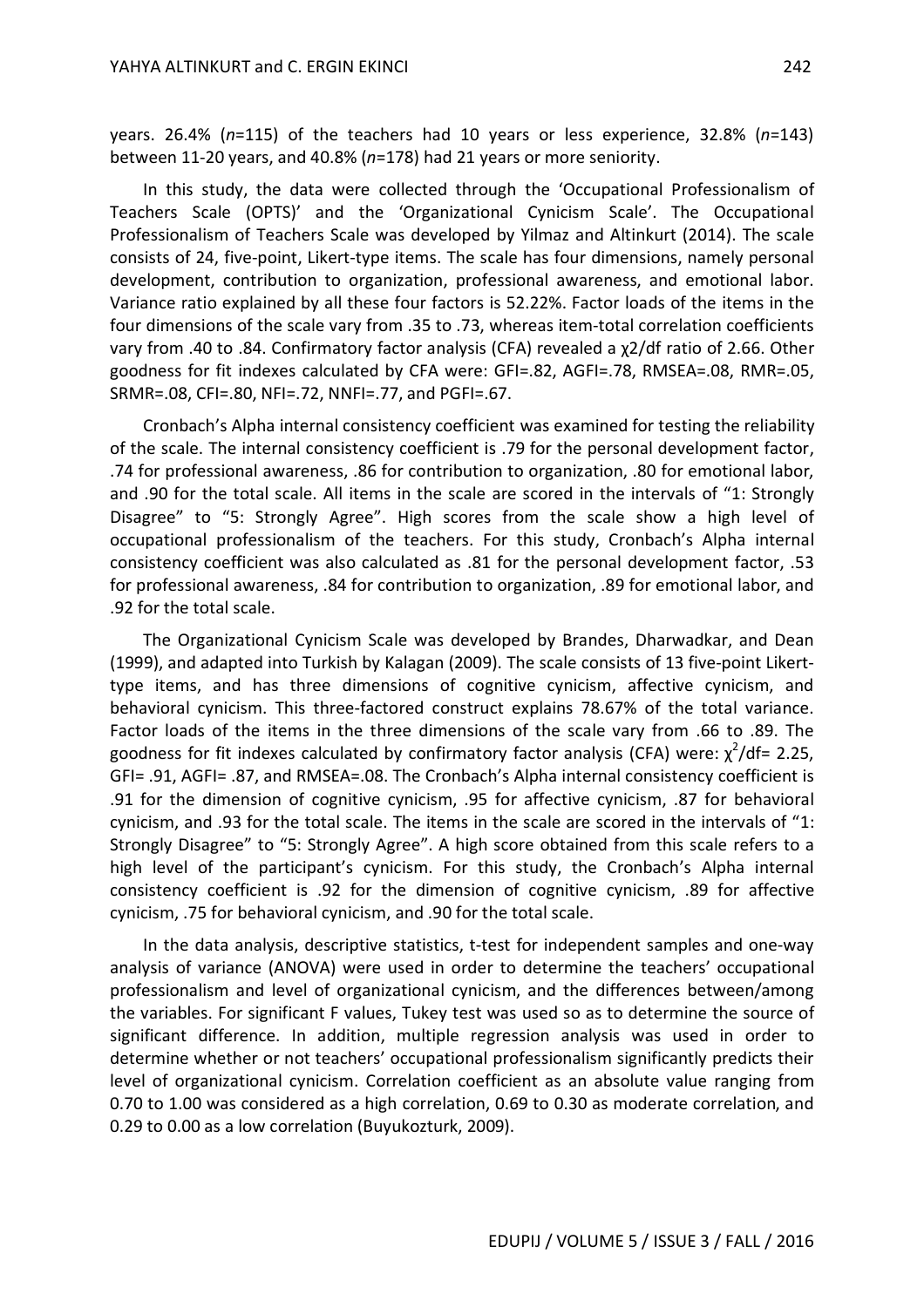years. 26.4% (*n*=115) of the teachers had 10 years or less experience, 32.8% (*n*=143) between 11-20 years, and 40.8% (*n*=178) had 21 years or more seniority.

In this study, the data were collected through the 'Occupational Professionalism of Teachers Scale (OPTS)' and the 'Organizational Cynicism Scale'. The Occupational Professionalism of Teachers Scale was developed by Yilmaz and Altinkurt (2014). The scale consists of 24, five-point, Likert-type items. The scale has four dimensions, namely personal development, contribution to organization, professional awareness, and emotional labor. Variance ratio explained by all these four factors is 52.22%. Factor loads of the items in the four dimensions of the scale vary from .35 to .73, whereas item-total correlation coefficients vary from .40 to .84. Confirmatory factor analysis (CFA) revealed a $\chi^2/df$ ratio of 2.66. Other goodness for fit indexes calculated by CFA were: GFI=.82, AGFI=.78, RMSEA=.08, RMR=.05, SRMR=.08, CFI=.80, NFI=.72, NNFI=.77, and PGFI=.67.

Cronbach's Alpha internal consistency coefficient was examined for testing the reliability of the scale. The internal consistency coefficient is .79 for the personal development factor, .74 for professional awareness, .86 for contribution to organization, .80 for emotional labor, and .90 for the total scale. All items in the scale are scored in the intervals of "1: Strongly Disagree" to "5: Strongly Agree". High scores from the scale show a high level of occupational professionalism of the teachers. For this study, Cronbach's Alpha internal consistency coefficient was also calculated as .81 for the personal development factor, .53 for professional awareness, .84 for contribution to organization, .89 for emotional labor, and .92 for the total scale.

The Organizational Cynicism Scale was developed by Brandes, Dharwadkar, and Dean (1999), and adapted into Turkish by Kalagan (2009). The scale consists of 13 five-point Likert-type items, and has three dimensions of cognitive cynicism, affective cynicism, and behavioral cynicism. This three-factored construct explains 78.67% of the total variance. Factor loads of the items in the three dimensions of the scale vary from .66 to .89. The goodness for fit indexes calculated by confirmatory factor analysis (CFA) were: $\chi^2/df$= 2.25, GFI= .91, AGFI= .87, and RMSEA=.08. The Cronbach's Alpha internal consistency coefficient is .91 for the dimension of cognitive cynicism, .95 for affective cynicism, .87 for behavioral cynicism, and .93 for the total scale. The items in the scale are scored in the intervals of "1: Strongly Disagree" to "5: Strongly Agree". A high score obtained from this scale refers to a high level of the participant's cynicism. For this study, the Cronbach's Alpha internal consistency coefficient is .92 for the dimension of cognitive cynicism, .89 for affective cynicism, .75 for behavioral cynicism, and .90 for the total scale.

In the data analysis, descriptive statistics, t-test for independent samples and one-way analysis of variance (ANOVA) were used in order to determine the teachers' occupational professionalism and level of organizational cynicism, and the differences between/among the variables. For significant F values, Tukey test was used so as to determine the source of significant difference. In addition, multiple regression analysis was used in order to determine whether or not teachers' occupational professionalism significantly predicts their level of organizational cynicism. Correlation coefficient as an absolute value ranging from 0.70 to 1.00 was considered as a high correlation, 0.69 to 0.30 as moderate correlation, and 0.29 to 0.00 as a low correlation (Buyukozturk, 2009).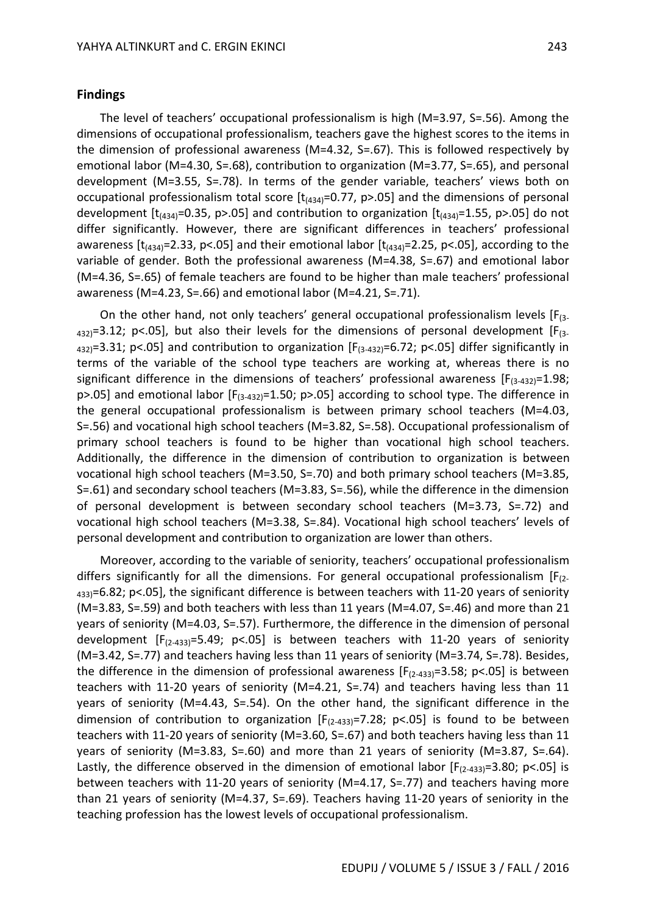## Findings

The level of teachers' occupational professionalism is high (M=3.97, S=.56). Among the dimensions of occupational professionalism, teachers gave the highest scores to the items in the dimension of professional awareness (M=4.32, S=.67). This is followed respectively by emotional labor (M=4.30, S=.68), contribution to organization (M=3.77, S=.65), and personal development (M=3.55, S=.78). In terms of the gender variable, teachers' views both on occupational professionalism total score [$t_{(434)}$=0.77, p>.05] and the dimensions of personal development [$t_{(434)}$=0.35, p>.05] and contribution to organization [$t_{(434)}$=1.55, p>.05] do not differ significantly. However, there are significant differences in teachers' professional awareness [$t_{(434)}$=2.33, p<.05] and their emotional labor [$t_{(434)}$=2.25, p<.05], according to the variable of gender. Both the professional awareness (M=4.38, S=.67) and emotional labor (M=4.36, S=.65) of female teachers are found to be higher than male teachers' professional awareness (M=4.23, S=.66) and emotional labor (M=4.21, S=.71).

On the other hand, not only teachers' general occupational professionalism levels [$F_{(3-432)}$=3.12; p<.05], but also their levels for the dimensions of personal development [$F_{(3-432)}$=3.31; p<.05] and contribution to organization [$F_{(3-432)}$=6.72; p<.05] differ significantly in terms of the variable of the school type teachers are working at, whereas there is no significant difference in the dimensions of teachers' professional awareness [$F_{(3-432)}$=1.98; p>.05] and emotional labor [$F_{(3-432)}$=1.50; p>.05] according to school type. The difference in the general occupational professionalism is between primary school teachers (M=4.03, S=.56) and vocational high school teachers (M=3.82, S=.58). Occupational professionalism of primary school teachers is found to be higher than vocational high school teachers. Additionally, the difference in the dimension of contribution to organization is between vocational high school teachers (M=3.50, S=.70) and both primary school teachers (M=3.85, S=.61) and secondary school teachers (M=3.83, S=.56), while the difference in the dimension of personal development is between secondary school teachers (M=3.73, S=.72) and vocational high school teachers (M=3.38, S=.84). Vocational high school teachers' levels of personal development and contribution to organization are lower than others.

Moreover, according to the variable of seniority, teachers' occupational professionalism differs significantly for all the dimensions. For general occupational professionalism [$F_{(2-433)}$=6.82; p<.05], the significant difference is between teachers with 11-20 years of seniority (M=3.83, S=.59) and both teachers with less than 11 years (M=4.07, S=.46) and more than 21 years of seniority (M=4.03, S=.57). Furthermore, the difference in the dimension of personal development [$F_{(2-433)}$=5.49; p<.05] is between teachers with 11-20 years of seniority (M=3.42, S=.77) and teachers having less than 11 years of seniority (M=3.74, S=.78). Besides, the difference in the dimension of professional awareness [$F_{(2-433)}$=3.58; p<.05] is between teachers with 11-20 years of seniority (M=4.21, S=.74) and teachers having less than 11 years of seniority (M=4.43, S=.54). On the other hand, the significant difference in the dimension of contribution to organization [$F_{(2-433)}$=7.28; p<.05] is found to be between teachers with 11-20 years of seniority (M=3.60, S=.67) and both teachers having less than 11 years of seniority (M=3.83, S=.60) and more than 21 years of seniority (M=3.87, S=.64). Lastly, the difference observed in the dimension of emotional labor [$F_{(2-433)}$=3.80; p<.05] is between teachers with 11-20 years of seniority (M=4.17, S=.77) and teachers having more than 21 years of seniority (M=4.37, S=.69). Teachers having 11-20 years of seniority in the teaching profession has the lowest levels of occupational professionalism.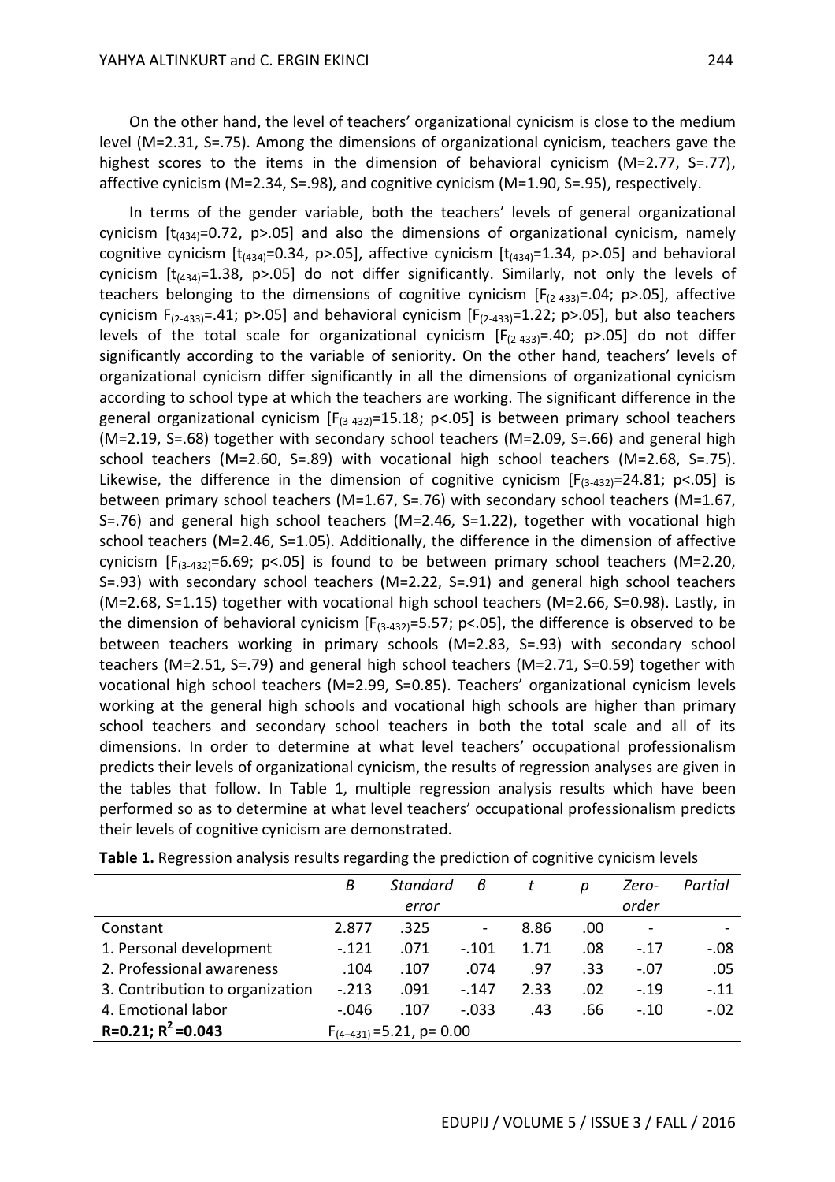On the other hand, the level of teachers' organizational cynicism is close to the medium level (M=2.31, S=.75). Among the dimensions of organizational cynicism, teachers gave the highest scores to the items in the dimension of behavioral cynicism (M=2.77, S=.77), affective cynicism (M=2.34, S=.98), and cognitive cynicism (M=1.90, S=.95), respectively.

In terms of the gender variable, both the teachers' levels of general organizational cynicism [$t_{(434)}$=0.72, p>.05] and also the dimensions of organizational cynicism, namely cognitive cynicism [$t_{(434)}$=0.34, p>.05], affective cynicism [$t_{(434)}$=1.34, p>.05] and behavioral cynicism [$t_{(434)}$=1.38, p>.05] do not differ significantly. Similarly, not only the levels of teachers belonging to the dimensions of cognitive cynicism [$F_{(2-433)}$=.04; p>.05], affective cynicism $F_{(2-433)}$=.41; p>.05] and behavioral cynicism [$F_{(2-433)}$=1.22; p>.05], but also teachers levels of the total scale for organizational cynicism [$F_{(2-433)}$=.40; p>.05] do not differ significantly according to the variable of seniority. On the other hand, teachers' levels of organizational cynicism differ significantly in all the dimensions of organizational cynicism according to school type at which the teachers are working. The significant difference in the general organizational cynicism [$F_{(3-432)}$=15.18; p<.05] is between primary school teachers (M=2.19, S=.68) together with secondary school teachers (M=2.09, S=.66) and general high school teachers (M=2.60, S=.89) with vocational high school teachers (M=2.68, S=.75). Likewise, the difference in the dimension of cognitive cynicism [$F_{(3-432)}$=24.81; p<.05] is between primary school teachers (M=1.67, S=.76) with secondary school teachers (M=1.67, S=.76) and general high school teachers (M=2.46, S=1.22), together with vocational high school teachers (M=2.46, S=1.05). Additionally, the difference in the dimension of affective cynicism [$F_{(3-432)}$=6.69; p<.05] is found to be between primary school teachers (M=2.20, S=.93) with secondary school teachers (M=2.22, S=.91) and general high school teachers (M=2.68, S=1.15) together with vocational high school teachers (M=2.66, S=0.98). Lastly, in the dimension of behavioral cynicism [$F_{(3-432)}$=5.57; p<.05], the difference is observed to be between teachers working in primary schools (M=2.83, S=.93) with secondary school teachers (M=2.51, S=.79) and general high school teachers (M=2.71, S=0.59) together with vocational high school teachers (M=2.99, S=0.85). Teachers' organizational cynicism levels working at the general high schools and vocational high schools are higher than primary school teachers and secondary school teachers in both the total scale and all of its dimensions. In order to determine at what level teachers' occupational professionalism predicts their levels of organizational cynicism, the results of regression analyses are given in the tables that follow. In Table 1, multiple regression analysis results which have been performed so as to determine at what level teachers' occupational professionalism predicts their levels of cognitive cynicism are demonstrated.

**Table 1.** Regression analysis results regarding the prediction of cognitive cynicism levels

| | *B* | *Standard error* | *β* | *t* | *p* | *Zero-order* | *Partial* |
|---|---|---|---|---|---|---|---|
| Constant | 2.877 | .325 | - | 8.86 | .00 | - | - |
| 1. Personal development | -.121 | .071 | -.101 | 1.71 | .08 | -.17 | -.08 |
| 2. Professional awareness | .104 | .107 | .074 | .97 | .33 | -.07 | .05 |
| 3. Contribution to organization | -.213 | .091 | -.147 | 2.33 | .02 | -.19 | -.11 |
| 4. Emotional labor | -.046 | .107 | -.033 | .43 | .66 | -.10 | -.02 |
| **R=0.21; $R^2$=0.043** | $F_{(4-431)}$=5.21, p= 0.00 | | | | | | |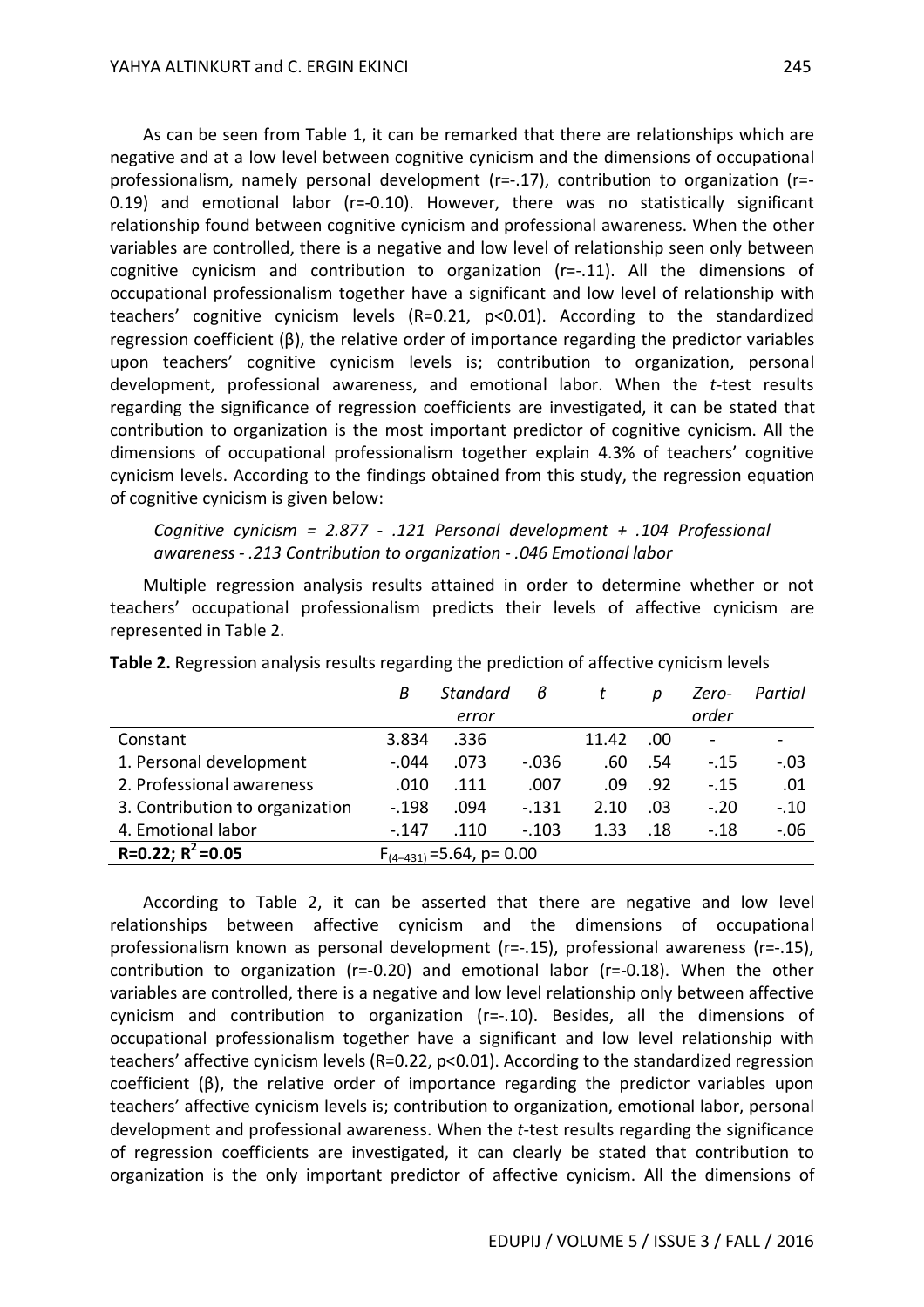As can be seen from Table 1, it can be remarked that there are relationships which are negative and at a low level between cognitive cynicism and the dimensions of occupational professionalism, namely personal development (r=-.17), contribution to organization (r=-0.19) and emotional labor (r=-0.10). However, there was no statistically significant relationship found between cognitive cynicism and professional awareness. When the other variables are controlled, there is a negative and low level of relationship seen only between cognitive cynicism and contribution to organization (r=-.11). All the dimensions of occupational professionalism together have a significant and low level of relationship with teachers' cognitive cynicism levels (R=0.21, p<0.01). According to the standardized regression coefficient (β), the relative order of importance regarding the predictor variables upon teachers' cognitive cynicism levels is; contribution to organization, personal development, professional awareness, and emotional labor. When the *t*-test results regarding the significance of regression coefficients are investigated, it can be stated that contribution to organization is the most important predictor of cognitive cynicism. All the dimensions of occupational professionalism together explain 4.3% of teachers' cognitive cynicism levels. According to the findings obtained from this study, the regression equation of cognitive cynicism is given below:

*Cognitive cynicism = 2.877 - .121 Personal development + .104 Professional awareness - .213 Contribution to organization - .046 Emotional labor*

Multiple regression analysis results attained in order to determine whether or not teachers' occupational professionalism predicts their levels of affective cynicism are represented in Table 2.

**Table 2.** Regression analysis results regarding the prediction of affective cynicism levels

| | *B* | *Standard error* | *β* | *t* | *p* | *Zero-order* | *Partial* |
|---|---|---|---|---|---|---|---|
| Constant | 3.834 | .336 | | 11.42 | .00 | - | - |
| 1. Personal development | -.044 | .073 | -.036 | .60 | .54 | -.15 | -.03 |
| 2. Professional awareness | .010 | .111 | .007 | .09 | .92 | -.15 | .01 |
| 3. Contribution to organization | -.198 | .094 | -.131 | 2.10 | .03 | -.20 | -.10 |
| 4. Emotional labor | -.147 | .110 | -.103 | 1.33 | .18 | -.18 | -.06 |
| **R=0.22; $R^2$=0.05** | $F_{(4-431)}$=5.64, p= 0.00 | | | | | | |

According to Table 2, it can be asserted that there are negative and low level relationships between affective cynicism and the dimensions of occupational professionalism known as personal development (r=-.15), professional awareness (r=-.15), contribution to organization (r=-0.20) and emotional labor (r=-0.18). When the other variables are controlled, there is a negative and low level relationship only between affective cynicism and contribution to organization (r=-.10). Besides, all the dimensions of occupational professionalism together have a significant and low level relationship with teachers' affective cynicism levels (R=0.22, p<0.01). According to the standardized regression coefficient (β), the relative order of importance regarding the predictor variables upon teachers' affective cynicism levels is; contribution to organization, emotional labor, personal development and professional awareness. When the *t*-test results regarding the significance of regression coefficients are investigated, it can clearly be stated that contribution to organization is the only important predictor of affective cynicism. All the dimensions of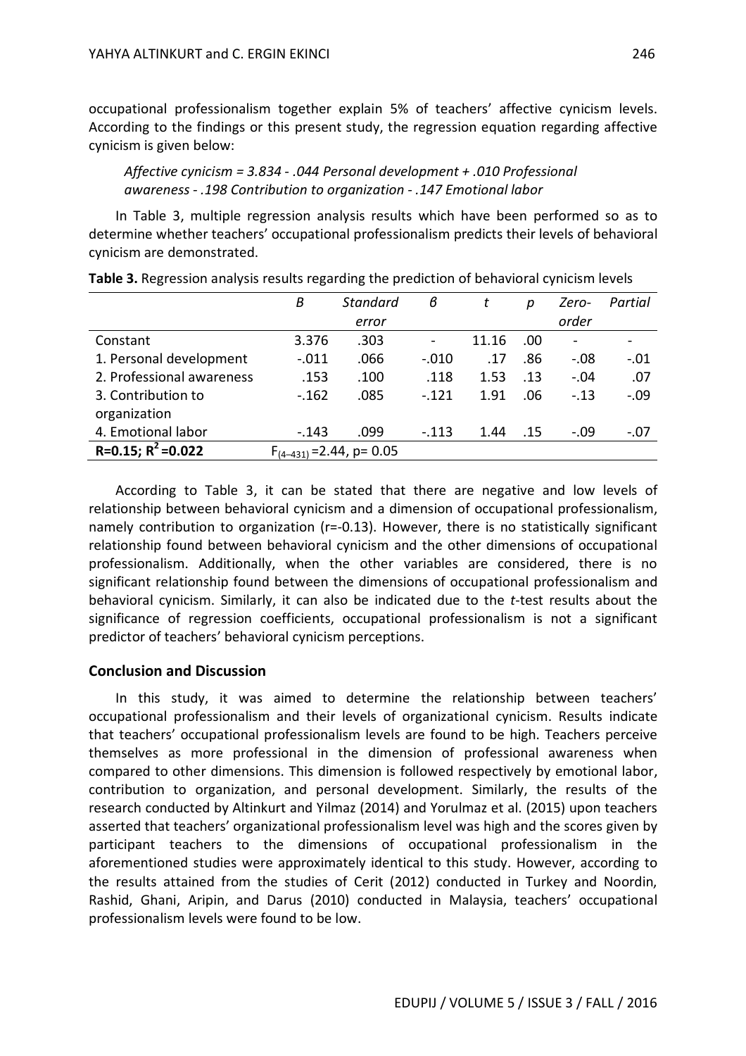occupational professionalism together explain 5% of teachers' affective cynicism levels. According to the findings or this present study, the regression equation regarding affective cynicism is given below:

*Affective cynicism = 3.834 - .044 Personal development + .010 Professional awareness - .198 Contribution to organization - .147 Emotional labor*

In Table 3, multiple regression analysis results which have been performed so as to determine whether teachers' occupational professionalism predicts their levels of behavioral cynicism are demonstrated.

**Table 3.** Regression analysis results regarding the prediction of behavioral cynicism levels

| | *B* | *Standard error* | *β* | *t* | *p* | *Zero-order* | *Partial* |
|---|---|---|---|---|---|---|---|
| Constant | 3.376 | .303 | - | 11.16 | .00 | - | - |
| 1. Personal development | -.011 | .066 | -.010 | .17 | .86 | -.08 | -.01 |
| 2. Professional awareness | .153 | .100 | .118 | 1.53 | .13 | -.04 | .07 |
| 3. Contribution to organization | -.162 | .085 | -.121 | 1.91 | .06 | -.13 | -.09 |
| 4. Emotional labor | -.143 | .099 | -.113 | 1.44 | .15 | -.09 | -.07 |
| **R=0.15; $R^2$=0.022** | $F_{(4-431)}$=2.44, p= 0.05 | | | | | | |

According to Table 3, it can be stated that there are negative and low levels of relationship between behavioral cynicism and a dimension of occupational professionalism, namely contribution to organization (r=-0.13). However, there is no statistically significant relationship found between behavioral cynicism and the other dimensions of occupational professionalism. Additionally, when the other variables are considered, there is no significant relationship found between the dimensions of occupational professionalism and behavioral cynicism. Similarly, it can also be indicated due to the *t*-test results about the significance of regression coefficients, occupational professionalism is not a significant predictor of teachers' behavioral cynicism perceptions.

## Conclusion and Discussion

In this study, it was aimed to determine the relationship between teachers' occupational professionalism and their levels of organizational cynicism. Results indicate that teachers' occupational professionalism levels are found to be high. Teachers perceive themselves as more professional in the dimension of professional awareness when compared to other dimensions. This dimension is followed respectively by emotional labor, contribution to organization, and personal development. Similarly, the results of the research conducted by Altinkurt and Yilmaz (2014) and Yorulmaz et al. (2015) upon teachers asserted that teachers' organizational professionalism level was high and the scores given by participant teachers to the dimensions of occupational professionalism in the aforementioned studies were approximately identical to this study. However, according to the results attained from the studies of Cerit (2012) conducted in Turkey and Noordin, Rashid, Ghani, Aripin, and Darus (2010) conducted in Malaysia, teachers' occupational professionalism levels were found to be low.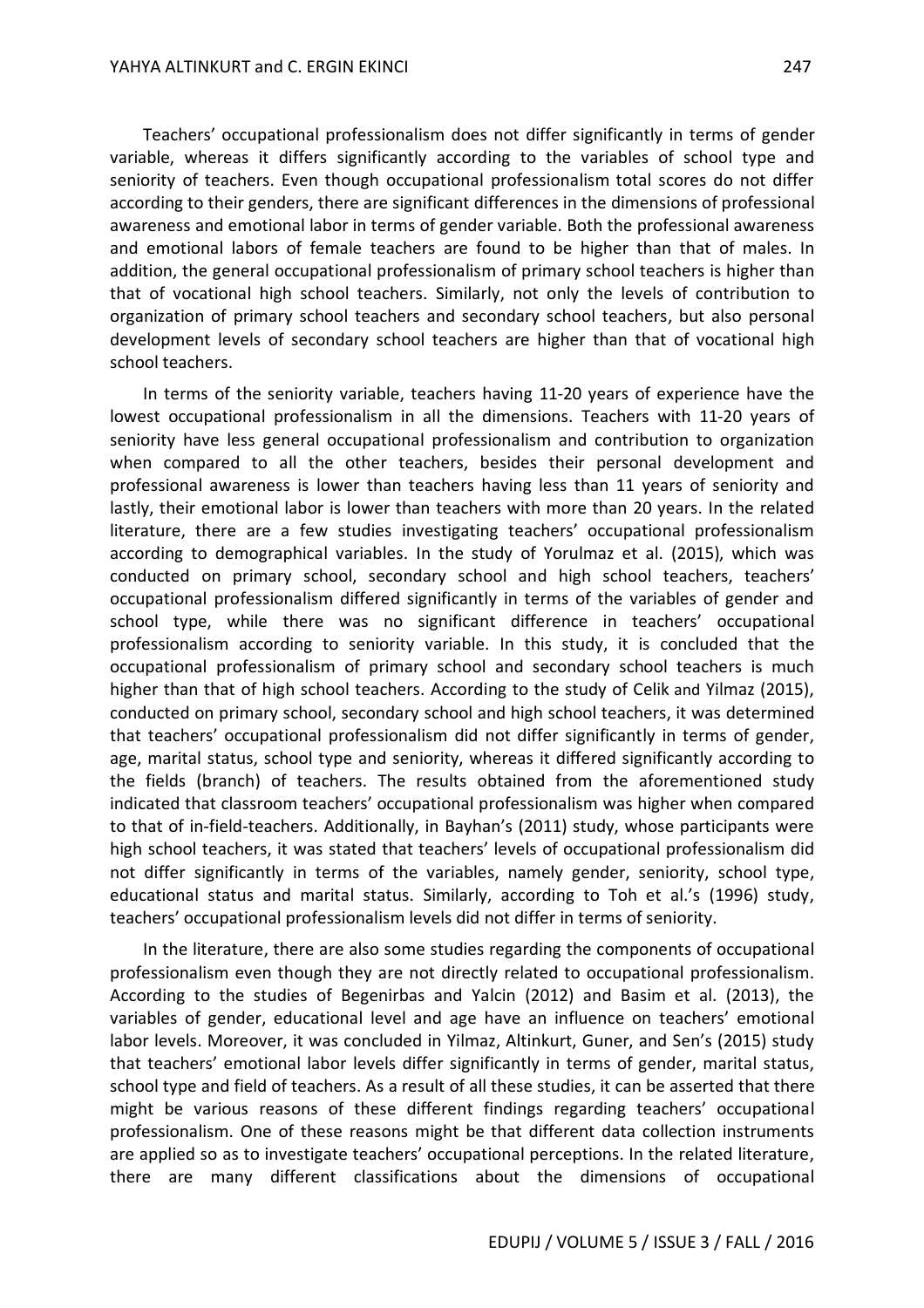Teachers' occupational professionalism does not differ significantly in terms of gender variable, whereas it differs significantly according to the variables of school type and seniority of teachers. Even though occupational professionalism total scores do not differ according to their genders, there are significant differences in the dimensions of professional awareness and emotional labor in terms of gender variable. Both the professional awareness and emotional labors of female teachers are found to be higher than that of males. In addition, the general occupational professionalism of primary school teachers is higher than that of vocational high school teachers. Similarly, not only the levels of contribution to organization of primary school teachers and secondary school teachers, but also personal development levels of secondary school teachers are higher than that of vocational high school teachers.

In terms of the seniority variable, teachers having 11-20 years of experience have the lowest occupational professionalism in all the dimensions. Teachers with 11-20 years of seniority have less general occupational professionalism and contribution to organization when compared to all the other teachers, besides their personal development and professional awareness is lower than teachers having less than 11 years of seniority and lastly, their emotional labor is lower than teachers with more than 20 years. In the related literature, there are a few studies investigating teachers' occupational professionalism according to demographical variables. In the study of Yorulmaz et al. (2015), which was conducted on primary school, secondary school and high school teachers, teachers' occupational professionalism differed significantly in terms of the variables of gender and school type, while there was no significant difference in teachers' occupational professionalism according to seniority variable. In this study, it is concluded that the occupational professionalism of primary school and secondary school teachers is much higher than that of high school teachers. According to the study of Celik and Yilmaz (2015), conducted on primary school, secondary school and high school teachers, it was determined that teachers' occupational professionalism did not differ significantly in terms of gender, age, marital status, school type and seniority, whereas it differed significantly according to the fields (branch) of teachers. The results obtained from the aforementioned study indicated that classroom teachers' occupational professionalism was higher when compared to that of in-field-teachers. Additionally, in Bayhan's (2011) study, whose participants were high school teachers, it was stated that teachers' levels of occupational professionalism did not differ significantly in terms of the variables, namely gender, seniority, school type, educational status and marital status. Similarly, according to Toh et al.'s (1996) study, teachers' occupational professionalism levels did not differ in terms of seniority.

In the literature, there are also some studies regarding the components of occupational professionalism even though they are not directly related to occupational professionalism. According to the studies of Begenirbas and Yalcin (2012) and Basim et al. (2013), the variables of gender, educational level and age have an influence on teachers' emotional labor levels. Moreover, it was concluded in Yilmaz, Altinkurt, Guner, and Sen's (2015) study that teachers' emotional labor levels differ significantly in terms of gender, marital status, school type and field of teachers. As a result of all these studies, it can be asserted that there might be various reasons of these different findings regarding teachers' occupational professionalism. One of these reasons might be that different data collection instruments are applied so as to investigate teachers' occupational perceptions. In the related literature, there are many different classifications about the dimensions of occupational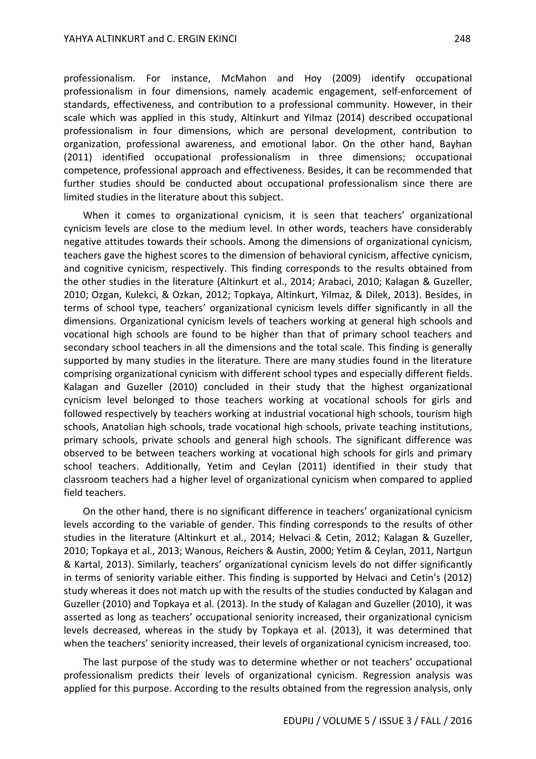professionalism. For instance, McMahon and Hoy (2009) identify occupational professionalism in four dimensions, namely academic engagement, self-enforcement of standards, effectiveness, and contribution to a professional community. However, in their scale which was applied in this study, Altinkurt and Yilmaz (2014) described occupational professionalism in four dimensions, which are personal development, contribution to organization, professional awareness, and emotional labor. On the other hand, Bayhan (2011) identified occupational professionalism in three dimensions; occupational competence, professional approach and effectiveness. Besides, it can be recommended that further studies should be conducted about occupational professionalism since there are limited studies in the literature about this subject.

When it comes to organizational cynicism, it is seen that teachers' organizational cynicism levels are close to the medium level. In other words, teachers have considerably negative attitudes towards their schools. Among the dimensions of organizational cynicism, teachers gave the highest scores to the dimension of behavioral cynicism, affective cynicism, and cognitive cynicism, respectively. This finding corresponds to the results obtained from the other studies in the literature (Altinkurt et al., 2014; Arabaci, 2010; Kalagan & Guzeller, 2010; Ozgan, Kulekci, & Ozkan, 2012; Topkaya, Altinkurt, Yilmaz, & Dilek, 2013). Besides, in terms of school type, teachers' organizational cynicism levels differ significantly in all the dimensions. Organizational cynicism levels of teachers working at general high schools and vocational high schools are found to be higher than that of primary school teachers and secondary school teachers in all the dimensions and the total scale. This finding is generally supported by many studies in the literature. There are many studies found in the literature comprising organizational cynicism with different school types and especially different fields. Kalagan and Guzeller (2010) concluded in their study that the highest organizational cynicism level belonged to those teachers working at vocational schools for girls and followed respectively by teachers working at industrial vocational high schools, tourism high schools, Anatolian high schools, trade vocational high schools, private teaching institutions, primary schools, private schools and general high schools. The significant difference was observed to be between teachers working at vocational high schools for girls and primary school teachers. Additionally, Yetim and Ceylan (2011) identified in their study that classroom teachers had a higher level of organizational cynicism when compared to applied field teachers.

On the other hand, there is no significant difference in teachers' organizational cynicism levels according to the variable of gender. This finding corresponds to the results of other studies in the literature (Altinkurt et al., 2014; Helvaci & Cetin, 2012; Kalagan & Guzeller, 2010; Topkaya et al., 2013; Wanous, Reichers & Austin, 2000; Yetim & Ceylan, 2011, Nartgun & Kartal, 2013). Similarly, teachers' organizational cynicism levels do not differ significantly in terms of seniority variable either. This finding is supported by Helvaci and Cetin's (2012) study whereas it does not match up with the results of the studies conducted by Kalagan and Guzeller (2010) and Topkaya et al. (2013). In the study of Kalagan and Guzeller (2010), it was asserted as long as teachers' occupational seniority increased, their organizational cynicism levels decreased, whereas in the study by Topkaya et al. (2013), it was determined that when the teachers' seniority increased, their levels of organizational cynicism increased, too.

The last purpose of the study was to determine whether or not teachers' occupational professionalism predicts their levels of organizational cynicism. Regression analysis was applied for this purpose. According to the results obtained from the regression analysis, only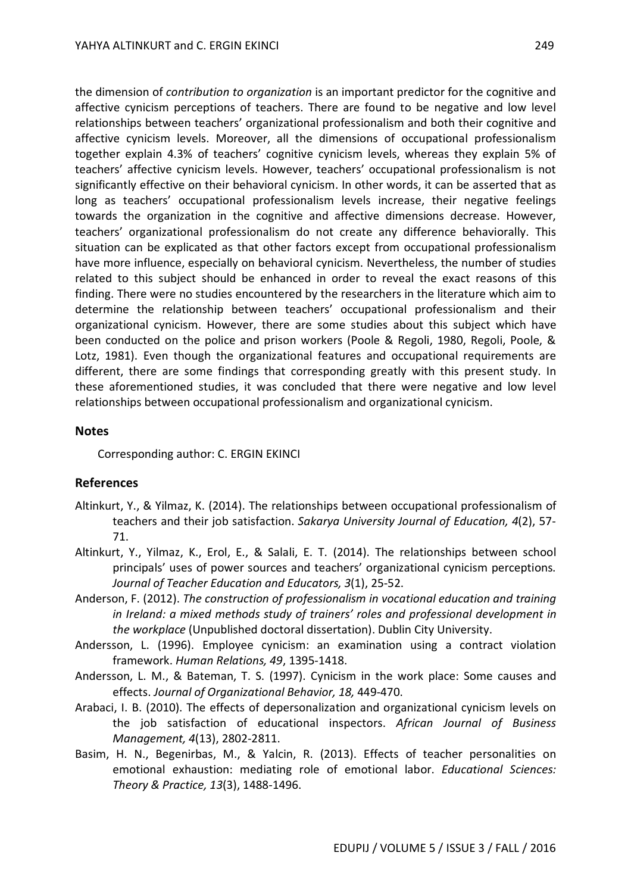the dimension of *contribution to organization* is an important predictor for the cognitive and affective cynicism perceptions of teachers. There are found to be negative and low level relationships between teachers' organizational professionalism and both their cognitive and affective cynicism levels. Moreover, all the dimensions of occupational professionalism together explain 4.3% of teachers' cognitive cynicism levels, whereas they explain 5% of teachers' affective cynicism levels. However, teachers' occupational professionalism is not significantly effective on their behavioral cynicism. In other words, it can be asserted that as long as teachers' occupational professionalism levels increase, their negative feelings towards the organization in the cognitive and affective dimensions decrease. However, teachers' organizational professionalism do not create any difference behaviorally. This situation can be explicated as that other factors except from occupational professionalism have more influence, especially on behavioral cynicism. Nevertheless, the number of studies related to this subject should be enhanced in order to reveal the exact reasons of this finding. There were no studies encountered by the researchers in the literature which aim to determine the relationship between teachers' occupational professionalism and their organizational cynicism. However, there are some studies about this subject which have been conducted on the police and prison workers (Poole & Regoli, 1980, Regoli, Poole, & Lotz, 1981). Even though the organizational features and occupational requirements are different, there are some findings that corresponding greatly with this present study. In these aforementioned studies, it was concluded that there were negative and low level relationships between occupational professionalism and organizational cynicism.

## Notes

Corresponding author: C. ERGIN EKINCI

## References

Altinkurt, Y., & Yilmaz, K. (2014). The relationships between occupational professionalism of teachers and their job satisfaction. *Sakarya University Journal of Education, 4*(2), 57-71.

Altinkurt, Y., Yilmaz, K., Erol, E., & Salali, E. T. (2014). The relationships between school principals' uses of power sources and teachers' organizational cynicism perceptions. *Journal of Teacher Education and Educators, 3*(1), 25-52.

Anderson, F. (2012). *The construction of professionalism in vocational education and training in Ireland: a mixed methods study of trainers' roles and professional development in the workplace* (Unpublished doctoral dissertation). Dublin City University.

Andersson, L. (1996). Employee cynicism: an examination using a contract violation framework. *Human Relations, 49*, 1395-1418.

Andersson, L. M., & Bateman, T. S. (1997). Cynicism in the work place: Some causes and effects. *Journal of Organizational Behavior, 18,* 449-470.

Arabaci, I. B. (2010). The effects of depersonalization and organizational cynicism levels on the job satisfaction of educational inspectors. *African Journal of Business Management, 4*(13), 2802-2811.

Basim, H. N., Begenirbas, M., & Yalcin, R. (2013). Effects of teacher personalities on emotional exhaustion: mediating role of emotional labor. *Educational Sciences: Theory & Practice, 13*(3), 1488-1496.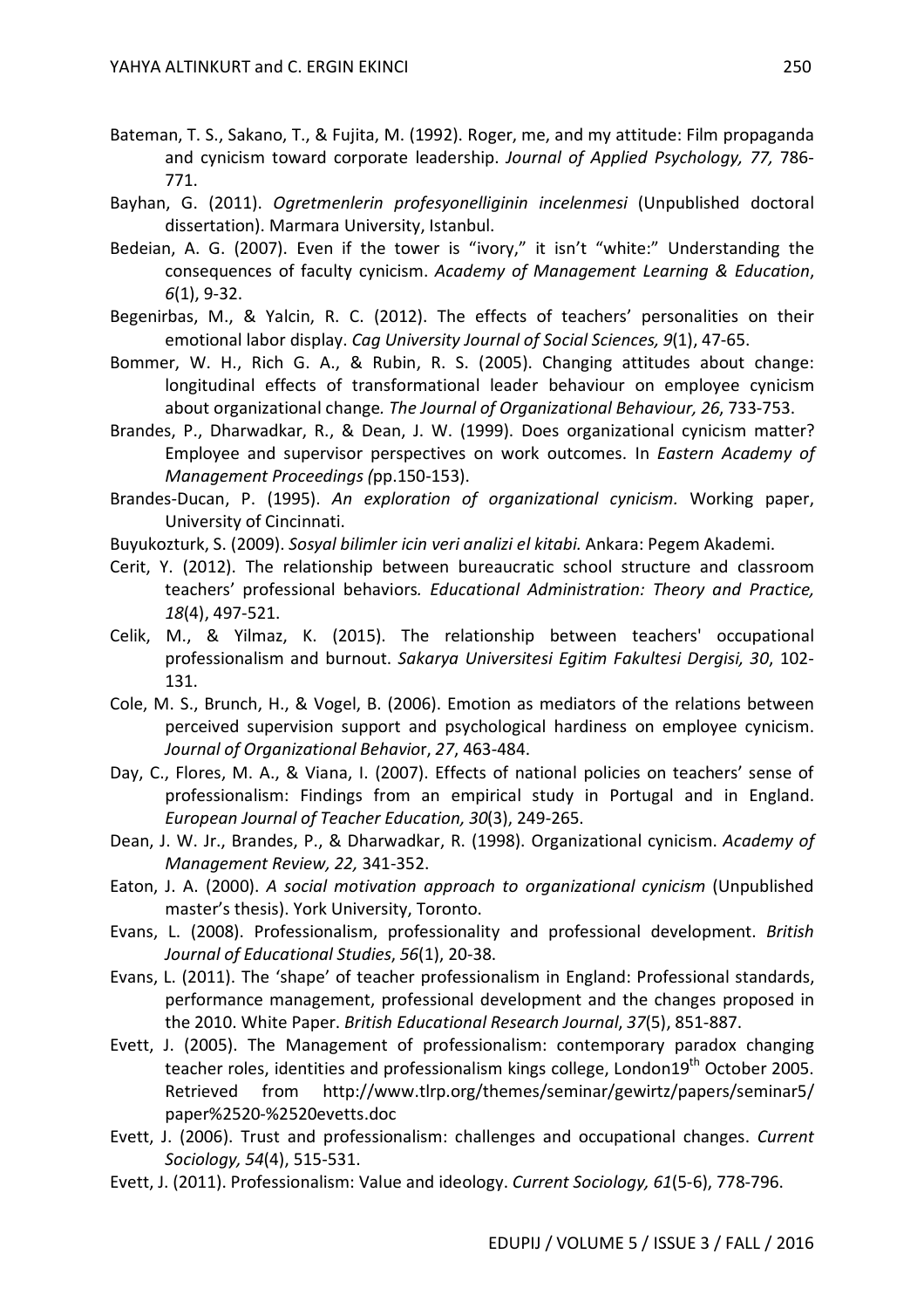Bateman, T. S., Sakano, T., & Fujita, M. (1992). Roger, me, and my attitude: Film propaganda and cynicism toward corporate leadership. *Journal of Applied Psychology, 77,* 786-771.

Bayhan, G. (2011). *Ogretmenlerin profesyonelliginin incelenmesi* (Unpublished doctoral dissertation). Marmara University, Istanbul.

Bedeian, A. G. (2007). Even if the tower is "ivory," it isn't "white:" Understanding the consequences of faculty cynicism. *Academy of Management Learning & Education*, *6*(1), 9-32.

Begenirbas, M., & Yalcin, R. C. (2012). The effects of teachers' personalities on their emotional labor display. *Cag University Journal of Social Sciences, 9*(1), 47-65.

Bommer, W. H., Rich G. A., & Rubin, R. S. (2005). Changing attitudes about change: longitudinal effects of transformational leader behaviour on employee cynicism about organizational change*. The Journal of Organizational Behaviour, 26*, 733-753.

Brandes, P., Dharwadkar, R., & Dean, J. W. (1999). Does organizational cynicism matter? Employee and supervisor perspectives on work outcomes. In *Eastern Academy of Management Proceedings (*pp.150-153).

Brandes-Ducan, P. (1995). *An exploration of organizational cynicism.* Working paper, University of Cincinnati.

Buyukozturk, S. (2009). *Sosyal bilimler icin veri analizi el kitabi.* Ankara: Pegem Akademi.

Cerit, Y. (2012). The relationship between bureaucratic school structure and classroom teachers' professional behaviors*. Educational Administration: Theory and Practice, 18*(4), 497-521.

Celik, M., & Yilmaz, K. (2015). The relationship between teachers' occupational professionalism and burnout. *Sakarya Universitesi Egitim Fakultesi Dergisi, 30*, 102-131.

Cole, M. S., Brunch, H., & Vogel, B. (2006). Emotion as mediators of the relations between perceived supervision support and psychological hardiness on employee cynicism. *Journal of Organizational Behavio*r, *27*, 463-484.

Day, C., Flores, M. A., & Viana, I. (2007). Effects of national policies on teachers' sense of professionalism: Findings from an empirical study in Portugal and in England. *European Journal of Teacher Education, 30*(3), 249-265.

Dean, J. W. Jr., Brandes, P., & Dharwadkar, R. (1998). Organizational cynicism. *Academy of Management Review, 22,* 341-352.

Eaton, J. A. (2000). *A social motivation approach to organizational cynicism* (Unpublished master's thesis). York University, Toronto.

Evans, L. (2008). Professionalism, professionality and professional development. *British Journal of Educational Studies*, *56*(1), 20-38.

Evans, L. (2011). The 'shape' of teacher professionalism in England: Professional standards, performance management, professional development and the changes proposed in the 2010. White Paper. *British Educational Research Journal*, *37*(5), 851-887.

Evett, J. (2005). The Management of professionalism: contemporary paradox changing teacher roles, identities and professionalism kings college, London19th October 2005. Retrieved from http://www.tlrp.org/themes/seminar/gewirtz/papers/seminar5/paper%2520-%2520evetts.doc

Evett, J. (2006). Trust and professionalism: challenges and occupational changes. *Current Sociology, 54*(4), 515-531.

Evett, J. (2011). Professionalism: Value and ideology. *Current Sociology, 61*(5-6), 778-796.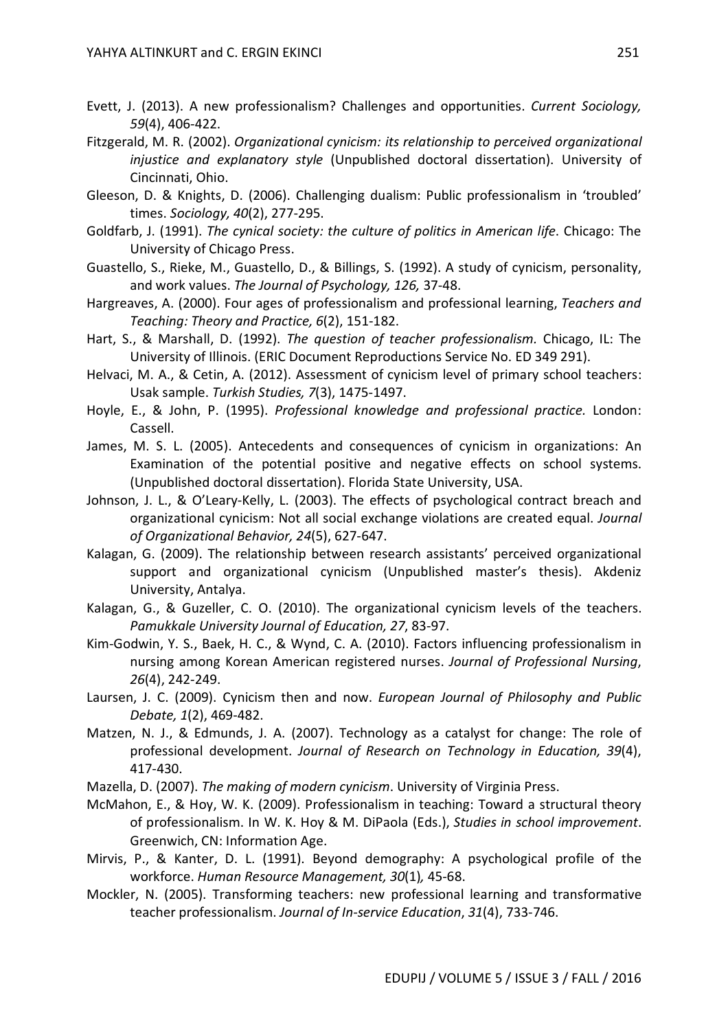Evett, J. (2013). A new professionalism? Challenges and opportunities. *Current Sociology, 59*(4), 406-422.

Fitzgerald, M. R. (2002). *Organizational cynicism: its relationship to perceived organizational injustice and explanatory style* (Unpublished doctoral dissertation). University of Cincinnati, Ohio.

Gleeson, D. & Knights, D. (2006). Challenging dualism: Public professionalism in 'troubled' times. *Sociology, 40*(2), 277-295.

Goldfarb, J. (1991). *The cynical society: the culture of politics in American life*. Chicago: The University of Chicago Press.

Guastello, S., Rieke, M., Guastello, D., & Billings, S. (1992). A study of cynicism, personality, and work values. *The Journal of Psychology, 126,* 37-48.

Hargreaves, A. (2000). Four ages of professionalism and professional learning, *Teachers and Teaching: Theory and Practice, 6*(2), 151-182.

Hart, S., & Marshall, D. (1992). *The question of teacher professionalism.* Chicago, IL: The University of Illinois. (ERIC Document Reproductions Service No. ED 349 291).

Helvaci, M. A., & Cetin, A. (2012). Assessment of cynicism level of primary school teachers: Usak sample. *Turkish Studies, 7*(3), 1475-1497.

Hoyle, E., & John, P. (1995). *Professional knowledge and professional practice.* London: Cassell.

James, M. S. L. (2005). Antecedents and consequences of cynicism in organizations: An Examination of the potential positive and negative effects on school systems. (Unpublished doctoral dissertation). Florida State University, USA.

Johnson, J. L., & O'Leary-Kelly, L. (2003). The effects of psychological contract breach and organizational cynicism: Not all social exchange violations are created equal. *Journal of Organizational Behavior, 24*(5), 627-647.

Kalagan, G. (2009). The relationship between research assistants' perceived organizational support and organizational cynicism (Unpublished master's thesis). Akdeniz University, Antalya.

Kalagan, G., & Guzeller, C. O. (2010). The organizational cynicism levels of the teachers. *Pamukkale University Journal of Education, 27*, 83-97.

Kim-Godwin, Y. S., Baek, H. C., & Wynd, C. A. (2010). Factors influencing professionalism in nursing among Korean American registered nurses. *Journal of Professional Nursing*, *26*(4), 242-249.

Laursen, J. C. (2009). Cynicism then and now. *European Journal of Philosophy and Public Debate, 1*(2), 469-482.

Matzen, N. J., & Edmunds, J. A. (2007). Technology as a catalyst for change: The role of professional development. *Journal of Research on Technology in Education, 39*(4), 417-430.

Mazella, D. (2007). *The making of modern cynicism*. University of Virginia Press.

McMahon, E., & Hoy, W. K. (2009). Professionalism in teaching: Toward a structural theory of professionalism. In W. K. Hoy & M. DiPaola (Eds.), *Studies in school improvement*. Greenwich, CN: Information Age.

Mirvis, P., & Kanter, D. L. (1991). Beyond demography: A psychological profile of the workforce. *Human Resource Management, 30*(1)*,* 45-68.

Mockler, N. (2005). Transforming teachers: new professional learning and transformative teacher professionalism. *Journal of In-service Education*, *31*(4), 733-746.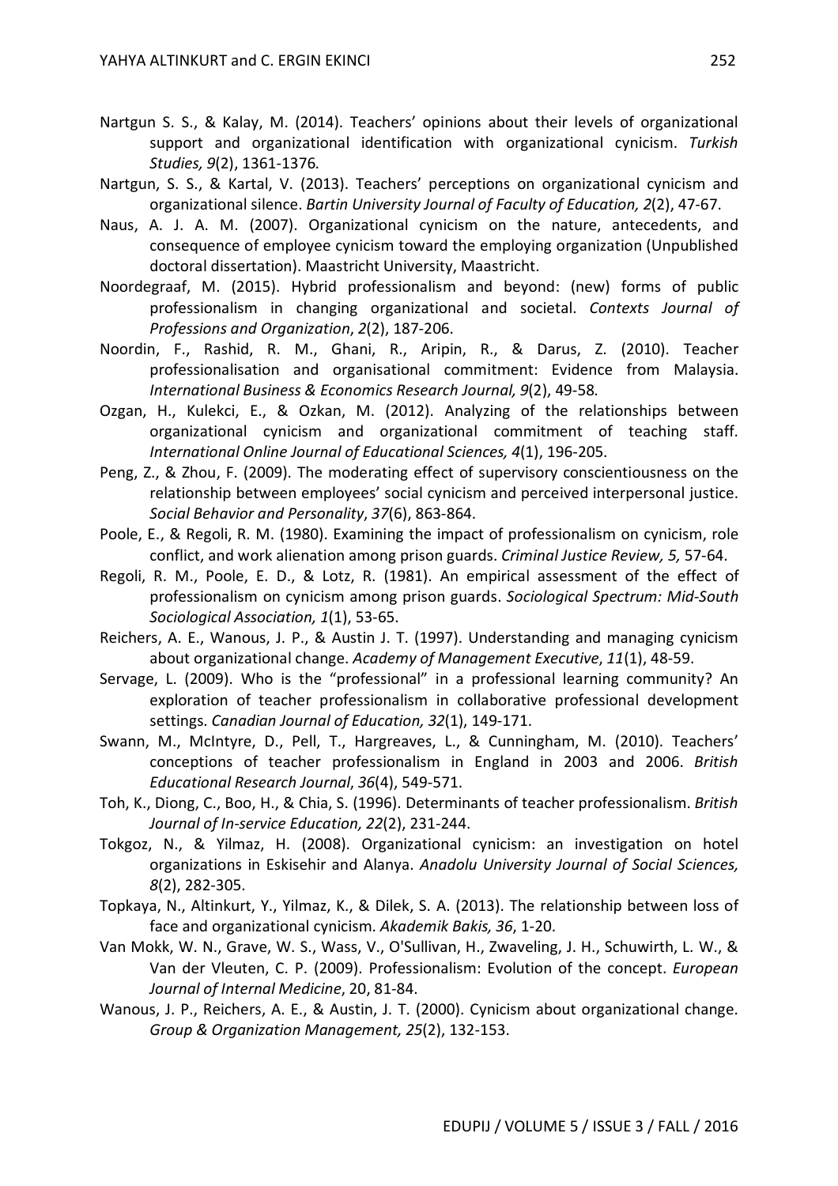Nartgun S. S., & Kalay, M. (2014). Teachers' opinions about their levels of organizational support and organizational identification with organizational cynicism. *Turkish Studies, 9*(2), 1361-1376.

Nartgun, S. S., & Kartal, V. (2013). Teachers' perceptions on organizational cynicism and organizational silence. *Bartin University Journal of Faculty of Education, 2*(2), 47-67.

Naus, A. J. A. M. (2007). Organizational cynicism on the nature, antecedents, and consequence of employee cynicism toward the employing organization (Unpublished doctoral dissertation). Maastricht University, Maastricht.

Noordegraaf, M. (2015). Hybrid professionalism and beyond: (new) forms of public professionalism in changing organizational and societal. *Contexts Journal of Professions and Organization*, *2*(2), 187-206.

Noordin, F., Rashid, R. M., Ghani, R., Aripin, R., & Darus, Z. (2010). Teacher professionalisation and organisational commitment: Evidence from Malaysia. *International Business & Economics Research Journal, 9*(2), 49-58.

Ozgan, H., Kulekci, E., & Ozkan, M. (2012). Analyzing of the relationships between organizational cynicism and organizational commitment of teaching staff. *International Online Journal of Educational Sciences, 4*(1), 196-205.

Peng, Z., & Zhou, F. (2009). The moderating effect of supervisory conscientiousness on the relationship between employees' social cynicism and perceived interpersonal justice. *Social Behavior and Personality*, *37*(6), 863-864.

Poole, E., & Regoli, R. M. (1980). Examining the impact of professionalism on cynicism, role conflict, and work alienation among prison guards. *Criminal Justice Review, 5,* 57-64.

Regoli, R. M., Poole, E. D., & Lotz, R. (1981). An empirical assessment of the effect of professionalism on cynicism among prison guards. *Sociological Spectrum: Mid-South Sociological Association, 1*(1), 53-65.

Reichers, A. E., Wanous, J. P., & Austin J. T. (1997). Understanding and managing cynicism about organizational change. *Academy of Management Executive*, *11*(1), 48-59.

Servage, L. (2009). Who is the "professional" in a professional learning community? An exploration of teacher professionalism in collaborative professional development settings. *Canadian Journal of Education, 32*(1), 149-171.

Swann, M., McIntyre, D., Pell, T., Hargreaves, L., & Cunningham, M. (2010). Teachers' conceptions of teacher professionalism in England in 2003 and 2006. *British Educational Research Journal*, *36*(4), 549-571.

Toh, K., Diong, C., Boo, H., & Chia, S. (1996). Determinants of teacher professionalism. *British Journal of In-service Education, 22*(2), 231-244.

Tokgoz, N., & Yilmaz, H. (2008). Organizational cynicism: an investigation on hotel organizations in Eskisehir and Alanya. *Anadolu University Journal of Social Sciences, 8*(2), 282-305.

Topkaya, N., Altinkurt, Y., Yilmaz, K., & Dilek, S. A. (2013). The relationship between loss of face and organizational cynicism. *Akademik Bakis, 36*, 1-20.

Van Mokk, W. N., Grave, W. S., Wass, V., O'Sullivan, H., Zwaveling, J. H., Schuwirth, L. W., & Van der Vleuten, C. P. (2009). Professionalism: Evolution of the concept. *European Journal of Internal Medicine*, 20, 81-84.

Wanous, J. P., Reichers, A. E., & Austin, J. T. (2000). Cynicism about organizational change. *Group & Organization Management, 25*(2), 132-153.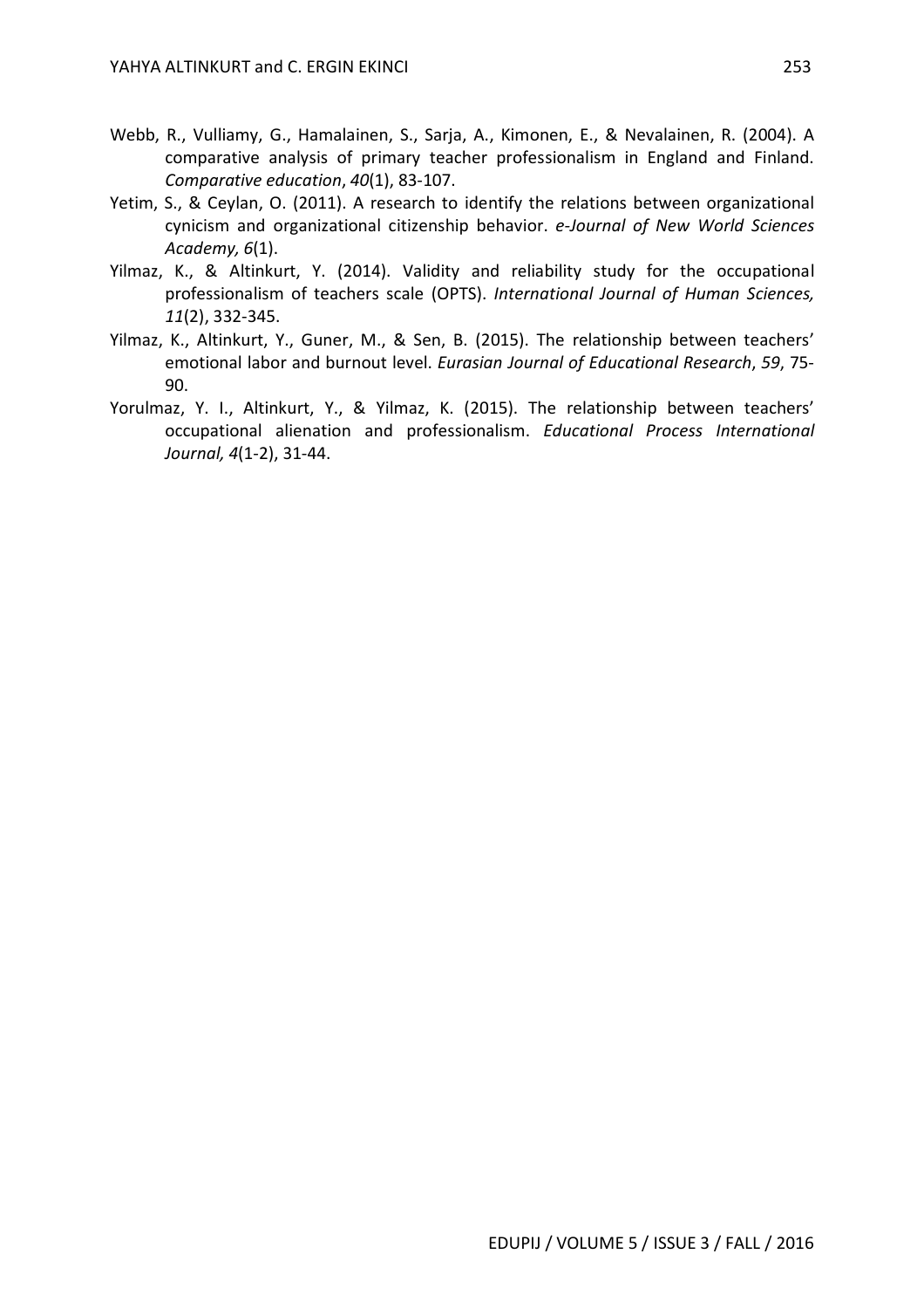Webb, R., Vulliamy, G., Hamalainen, S., Sarja, A., Kimonen, E., & Nevalainen, R. (2004). A comparative analysis of primary teacher professionalism in England and Finland. *Comparative education*, *40*(1), 83-107.

Yetim, S., & Ceylan, O. (2011). A research to identify the relations between organizational cynicism and organizational citizenship behavior. *e-Journal of New World Sciences Academy, 6*(1).

Yilmaz, K., & Altinkurt, Y. (2014). Validity and reliability study for the occupational professionalism of teachers scale (OPTS). *International Journal of Human Sciences, 11*(2), 332-345.

Yilmaz, K., Altinkurt, Y., Guner, M., & Sen, B. (2015). The relationship between teachers' emotional labor and burnout level. *Eurasian Journal of Educational Research*, *59*, 75-90.

Yorulmaz, Y. I., Altinkurt, Y., & Yilmaz, K. (2015). The relationship between teachers' occupational alienation and professionalism. *Educational Process International Journal, 4*(1-2), 31-44.